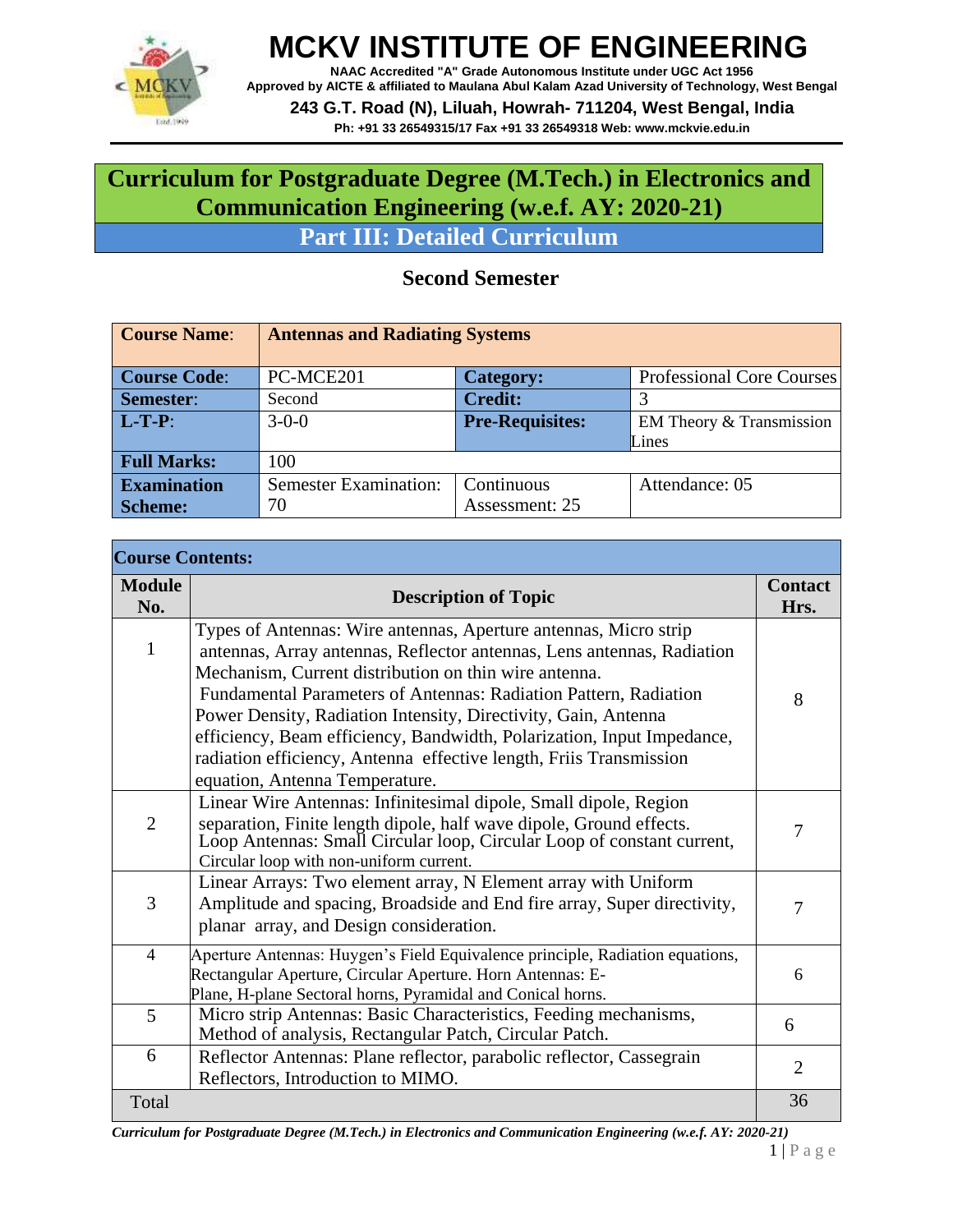# MCKV INSTITUTE OF ENGINEERING

**NAAC Accredited "A" Grade Autonomous Institute under UGC Act 1956**
**Approved by AICTE & affiliated to Maulana Abul Kalam Azad University of Technology, West Bengal**
**243 G.T. Road (N), Liluah, Howrah- 711204, West Bengal, India**
**Ph: +91 33 26549315/17 Fax +91 33 26549318 Web: www.mckvie.edu.in**

# Curriculum for Postgraduate Degree (M.Tech.) in Electronics and Communication Engineering (w.e.f. AY: 2020-21)

## Part III: Detailed Curriculum

### Second Semester

| **Course Name**: | **Antennas and Radiating Systems** | | |
|---|---|---|---|
| **Course Code**: | PC-MCE201 | **Category:** | Professional Core Courses |
| **Semester**: | Second | **Credit:** | 3 |
| **L-T-P**: | 3-0-0 | **Pre-Requisites:** | EM Theory & Transmission Lines |
| **Full Marks:** | 100 | | |
| **Examination Scheme:** | Semester Examination: 70 | Continuous Assessment: 25 | Attendance: 05 |

**Course Contents:**

| Module No. | Description of Topic | Contact Hrs. |
|---|---|---|
| 1 | Types of Antennas: Wire antennas, Aperture antennas, Micro strip antennas, Array antennas, Reflector antennas, Lens antennas, Radiation Mechanism, Current distribution on thin wire antenna. Fundamental Parameters of Antennas: Radiation Pattern, Radiation Power Density, Radiation Intensity, Directivity, Gain, Antenna efficiency, Beam efficiency, Bandwidth, Polarization, Input Impedance, radiation efficiency, Antenna effective length, Friis Transmission equation, Antenna Temperature. | 8 |
| 2 | Linear Wire Antennas: Infinitesimal dipole, Small dipole, Region separation, Finite length dipole, half wave dipole, Ground effects. Loop Antennas: Small Circular loop, Circular Loop of constant current, Circular loop with non-uniform current. | 7 |
| 3 | Linear Arrays: Two element array, N Element array with Uniform Amplitude and spacing, Broadside and End fire array, Super directivity, planar array, and Design consideration. | 7 |
| 4 | Aperture Antennas: Huygen's Field Equivalence principle, Radiation equations, Rectangular Aperture, Circular Aperture. Horn Antennas: E-Plane, H-plane Sectoral horns, Pyramidal and Conical horns. | 6 |
| 5 | Micro strip Antennas: Basic Characteristics, Feeding mechanisms, Method of analysis, Rectangular Patch, Circular Patch. | 6 |
| 6 | Reflector Antennas: Plane reflector, parabolic reflector, Cassegrain Reflectors, Introduction to MIMO. | 2 |
| Total | | 36 |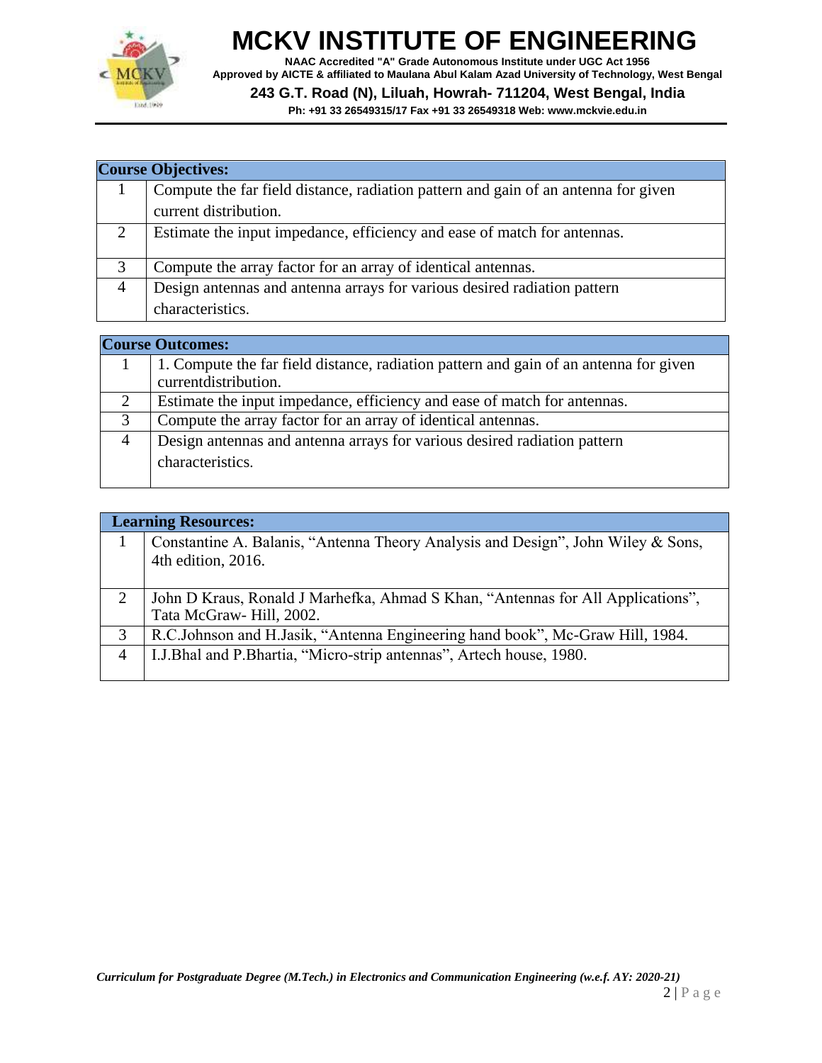| Course Objectives: | |
|---|---|
| 1 | Compute the far field distance, radiation pattern and gain of an antenna for given current distribution. |
| 2 | Estimate the input impedance, efficiency and ease of match for antennas. |
| 3 | Compute the array factor for an array of identical antennas. |
| 4 | Design antennas and antenna arrays for various desired radiation pattern characteristics. |

| Course Outcomes: | |
|---|---|
| 1 | 1. Compute the far field distance, radiation pattern and gain of an antenna for given currentdistribution. |
| 2 | Estimate the input impedance, efficiency and ease of match for antennas. |
| 3 | Compute the array factor for an array of identical antennas. |
| 4 | Design antennas and antenna arrays for various desired radiation pattern characteristics. |

| Learning Resources: | |
|---|---|
| 1 | Constantine A. Balanis, "Antenna Theory Analysis and Design", John Wiley & Sons, 4th edition, 2016. |
| 2 | John D Kraus, Ronald J Marhefka, Ahmad S Khan, "Antennas for All Applications", Tata McGraw- Hill, 2002. |
| 3 | R.C.Johnson and H.Jasik, "Antenna Engineering hand book", Mc-Graw Hill, 1984. |
| 4 | I.J.Bhal and P.Bhartia, "Micro-strip antennas", Artech house, 1980. |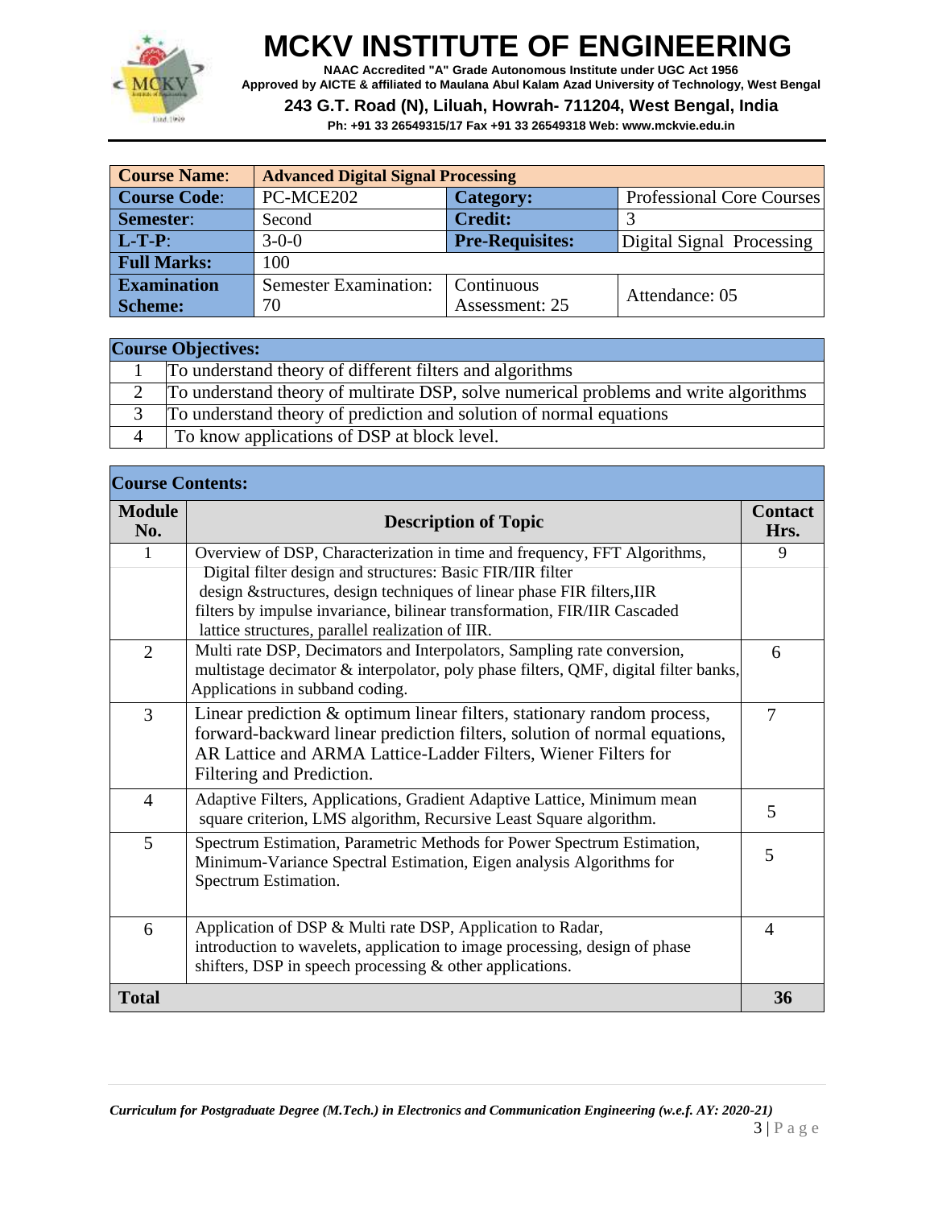# MCKV INSTITUTE OF ENGINEERING

**NAAC Accredited "A" Grade Autonomous Institute under UGC Act 1956**
**Approved by AICTE & affiliated to Maulana Abul Kalam Azad University of Technology, West Bengal**
**243 G.T. Road (N), Liluah, Howrah- 711204, West Bengal, India**
**Ph: +91 33 26549315/17 Fax +91 33 26549318 Web: www.mckvie.edu.in**

| **Course Name**: | **Advanced Digital Signal Processing** | | |
|---|---|---|---|
| **Course Code**: | PC-MCE202 | **Category:** | Professional Core Courses |
| **Semester**: | Second | **Credit:** | 3 |
| **L-T-P**: | 3-0-0 | **Pre-Requisites:** | Digital Signal Processing |
| **Full Marks:** | 100 | | |
| **Examination Scheme:** | Semester Examination: 70 | Continuous Assessment: 25 | Attendance: 05 |

| **Course Objectives:** | |
|---|---|
| 1 | To understand theory of different filters and algorithms |
| 2 | To understand theory of multirate DSP, solve numerical problems and write algorithms |
| 3 | To understand theory of prediction and solution of normal equations |
| 4 | To know applications of DSP at block level. |

**Course Contents:**

| **Module No.** | **Description of Topic** | **Contact Hrs.** |
|---|---|---|
| 1 | Overview of DSP, Characterization in time and frequency, FFT Algorithms, Digital filter design and structures: Basic FIR/IIR filter design &structures, design techniques of linear phase FIR filters,IIR filters by impulse invariance, bilinear transformation, FIR/IIR Cascaded lattice structures, parallel realization of IIR. | 9 |
| 2 | Multi rate DSP, Decimators and Interpolators, Sampling rate conversion, multistage decimator & interpolator, poly phase filters, QMF, digital filter banks, Applications in subband coding. | 6 |
| 3 | Linear prediction & optimum linear filters, stationary random process, forward-backward linear prediction filters, solution of normal equations, AR Lattice and ARMA Lattice-Ladder Filters, Wiener Filters for Filtering and Prediction. | 7 |
| 4 | Adaptive Filters, Applications, Gradient Adaptive Lattice, Minimum mean square criterion, LMS algorithm, Recursive Least Square algorithm. | 5 |
| 5 | Spectrum Estimation, Parametric Methods for Power Spectrum Estimation, Minimum-Variance Spectral Estimation, Eigen analysis Algorithms for Spectrum Estimation. | 5 |
| 6 | Application of DSP & Multi rate DSP, Application to Radar, introduction to wavelets, application to image processing, design of phase shifters, DSP in speech processing & other applications. | 4 |
| **Total** | | **36** |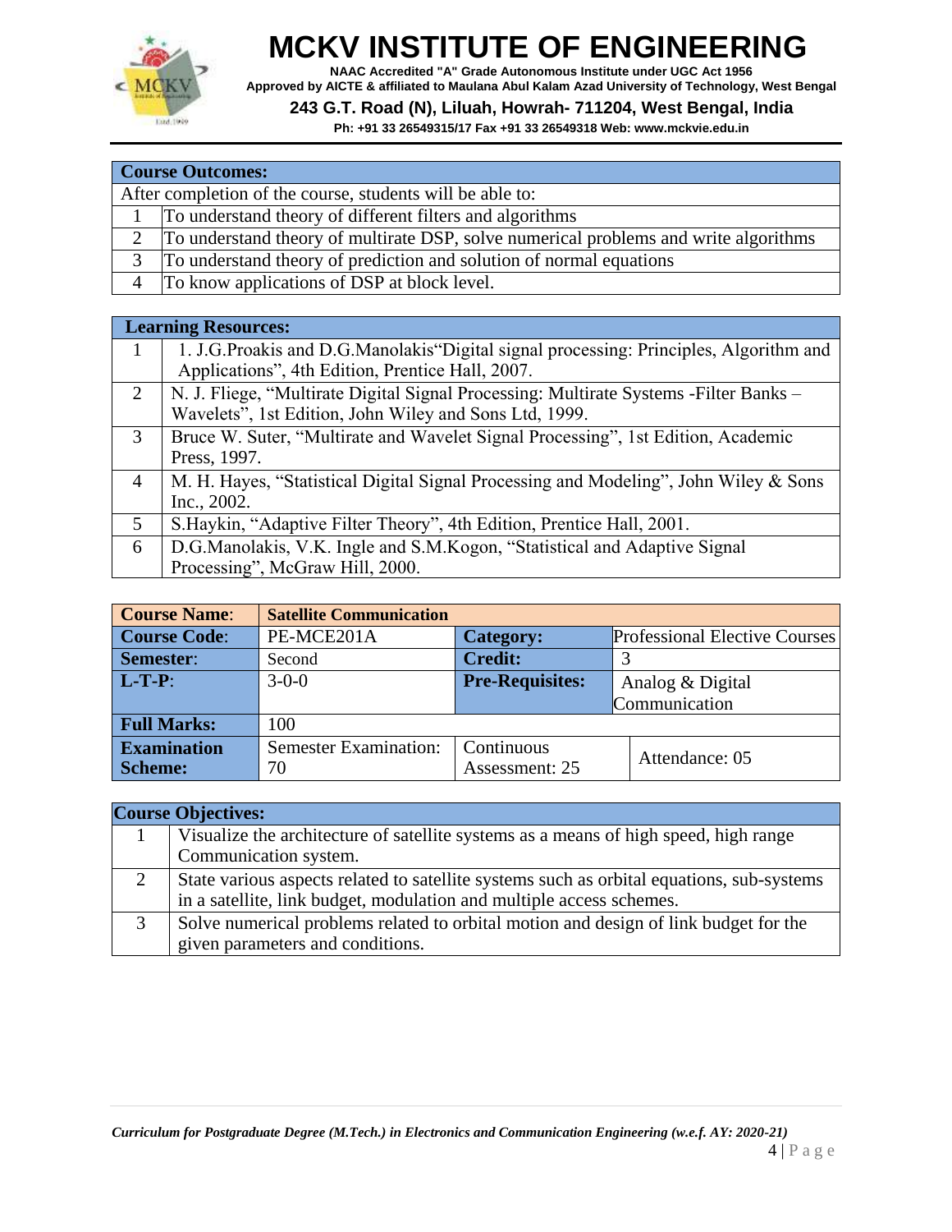| Course Outcomes: | |
|---|---|
| After completion of the course, students will be able to: | |
| 1 | To understand theory of different filters and algorithms |
| 2 | To understand theory of multirate DSP, solve numerical problems and write algorithms |
| 3 | To understand theory of prediction and solution of normal equations |
| 4 | To know applications of DSP at block level. |

| Learning Resources: | |
|---|---|
| 1 | 1. J.G.Proakis and D.G.Manolakis"Digital signal processing: Principles, Algorithm and Applications", 4th Edition, Prentice Hall, 2007. |
| 2 | N. J. Fliege, "Multirate Digital Signal Processing: Multirate Systems -Filter Banks – Wavelets", 1st Edition, John Wiley and Sons Ltd, 1999. |
| 3 | Bruce W. Suter, "Multirate and Wavelet Signal Processing", 1st Edition, Academic Press, 1997. |
| 4 | M. H. Hayes, "Statistical Digital Signal Processing and Modeling", John Wiley & Sons Inc., 2002. |
| 5 | S.Haykin, "Adaptive Filter Theory", 4th Edition, Prentice Hall, 2001. |
| 6 | D.G.Manolakis, V.K. Ingle and S.M.Kogon, "Statistical and Adaptive Signal Processing", McGraw Hill, 2000. |

| **Course Name**: | **Satellite Communication** | | |
|---|---|---|---|
| **Course Code**: | PE-MCE201A | **Category:** | Professional Elective Courses |
| **Semester**: | Second | **Credit:** | 3 |
| **L-T-P**: | 3-0-0 | **Pre-Requisites:** | Analog & Digital Communication |
| **Full Marks:** | 100 | | |
| **Examination Scheme:** | Semester Examination: 70 | Continuous Assessment: 25 | Attendance: 05 |

| Course Objectives: | |
|---|---|
| 1 | Visualize the architecture of satellite systems as a means of high speed, high range Communication system. |
| 2 | State various aspects related to satellite systems such as orbital equations, sub-systems in a satellite, link budget, modulation and multiple access schemes. |
| 3 | Solve numerical problems related to orbital motion and design of link budget for the given parameters and conditions. |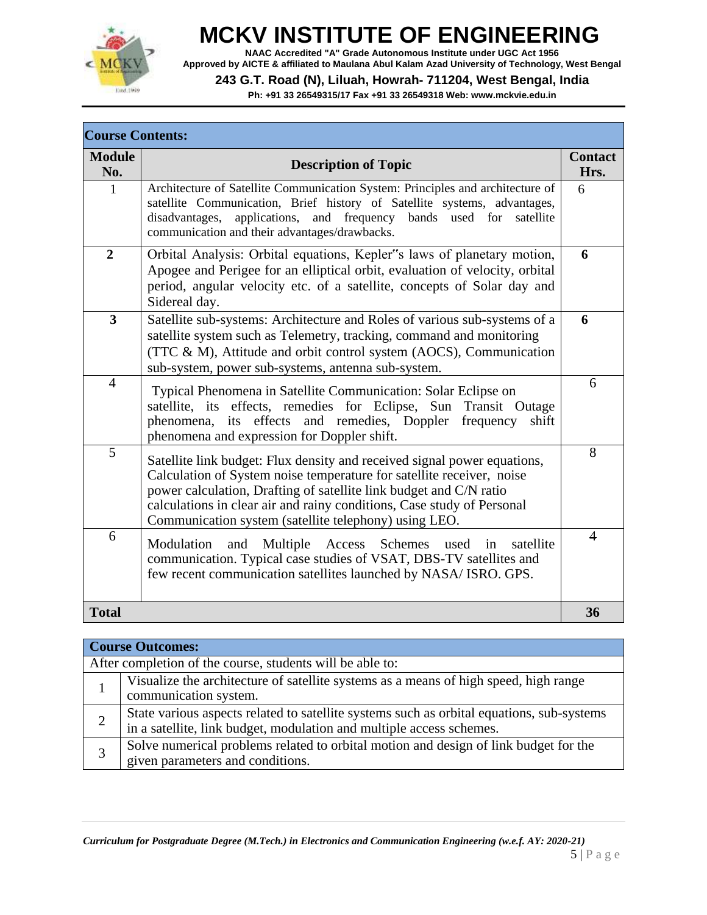## Course Contents:

| Module No. | Description of Topic | Contact Hrs. |
|---|---|---|
| 1 | Architecture of Satellite Communication System: Principles and architecture of satellite Communication, Brief history of Satellite systems, advantages, disadvantages, applications, and frequency bands used for satellite communication and their advantages/drawbacks. | 6 |
| **2** | Orbital Analysis: Orbital equations, Kepler"s laws of planetary motion, Apogee and Perigee for an elliptical orbit, evaluation of velocity, orbital period, angular velocity etc. of a satellite, concepts of Solar day and Sidereal day. | **6** |
| **3** | Satellite sub-systems: Architecture and Roles of various sub-systems of a satellite system such as Telemetry, tracking, command and monitoring (TTC & M), Attitude and orbit control system (AOCS), Communication sub-system, power sub-systems, antenna sub-system. | **6** |
| 4 | Typical Phenomena in Satellite Communication: Solar Eclipse on satellite, its effects, remedies for Eclipse, Sun Transit Outage phenomena, its effects and remedies, Doppler frequency shift phenomena and expression for Doppler shift. | 6 |
| 5 | Satellite link budget: Flux density and received signal power equations, Calculation of System noise temperature for satellite receiver, noise power calculation, Drafting of satellite link budget and C/N ratio calculations in clear air and rainy conditions, Case study of Personal Communication system (satellite telephony) using LEO. | 8 |
| 6 | Modulation and Multiple Access Schemes used in satellite communication. Typical case studies of VSAT, DBS-TV satellites and few recent communication satellites launched by NASA/ ISRO. GPS. | 4 |
| **Total** | | **36** |

## Course Outcomes:

After completion of the course, students will be able to:

| | |
|---|---|
| 1 | Visualize the architecture of satellite systems as a means of high speed, high range communication system. |
| 2 | State various aspects related to satellite systems such as orbital equations, sub-systems in a satellite, link budget, modulation and multiple access schemes. |
| 3 | Solve numerical problems related to orbital motion and design of link budget for the given parameters and conditions. |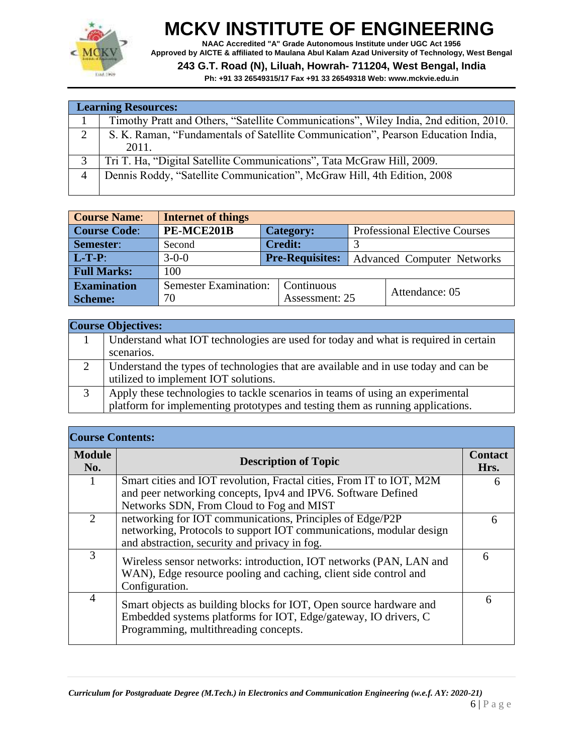| Learning Resources: | |
|---|---|
| 1 | Timothy Pratt and Others, "Satellite Communications", Wiley India, 2nd edition, 2010. |
| 2 | S. K. Raman, "Fundamentals of Satellite Communication", Pearson Education India, 2011. |
| 3 | Tri T. Ha, "Digital Satellite Communications", Tata McGraw Hill, 2009. |
| 4 | Dennis Roddy, "Satellite Communication", McGraw Hill, 4th Edition, 2008 |

| **Course Name**: | **Internet of things** | | | |
|---|---|---|---|---|
| **Course Code**: | **PE-MCE201B** | **Category:** | Professional Elective Courses | |
| **Semester**: | Second | **Credit:** | 3 | |
| **L-T-P**: | 3-0-0 | **Pre-Requisites:** | Advanced Computer Networks | |
| **Full Marks:** | 100 | | | |
| **Examination Scheme:** | Semester Examination: 70 | Continuous Assessment: 25 | | Attendance: 05 |

| Course Objectives: | |
|---|---|
| 1 | Understand what IOT technologies are used for today and what is required in certain scenarios. |
| 2 | Understand the types of technologies that are available and in use today and can be utilized to implement IOT solutions. |
| 3 | Apply these technologies to tackle scenarios in teams of using an experimental platform for implementing prototypes and testing them as running applications. |

**Course Contents:**

| Module No. | Description of Topic | Contact Hrs. |
|---|---|---|
| 1 | Smart cities and IOT revolution, Fractal cities, From IT to IOT, M2M and peer networking concepts, Ipv4 and IPV6. Software Defined Networks SDN, From Cloud to Fog and MIST | 6 |
| 2 | networking for IOT communications, Principles of Edge/P2P networking, Protocols to support IOT communications, modular design and abstraction, security and privacy in fog. | 6 |
| 3 | Wireless sensor networks: introduction, IOT networks (PAN, LAN and WAN), Edge resource pooling and caching, client side control and Configuration. | 6 |
| 4 | Smart objects as building blocks for IOT, Open source hardware and Embedded systems platforms for IOT, Edge/gateway, IO drivers, C Programming, multithreading concepts. | 6 |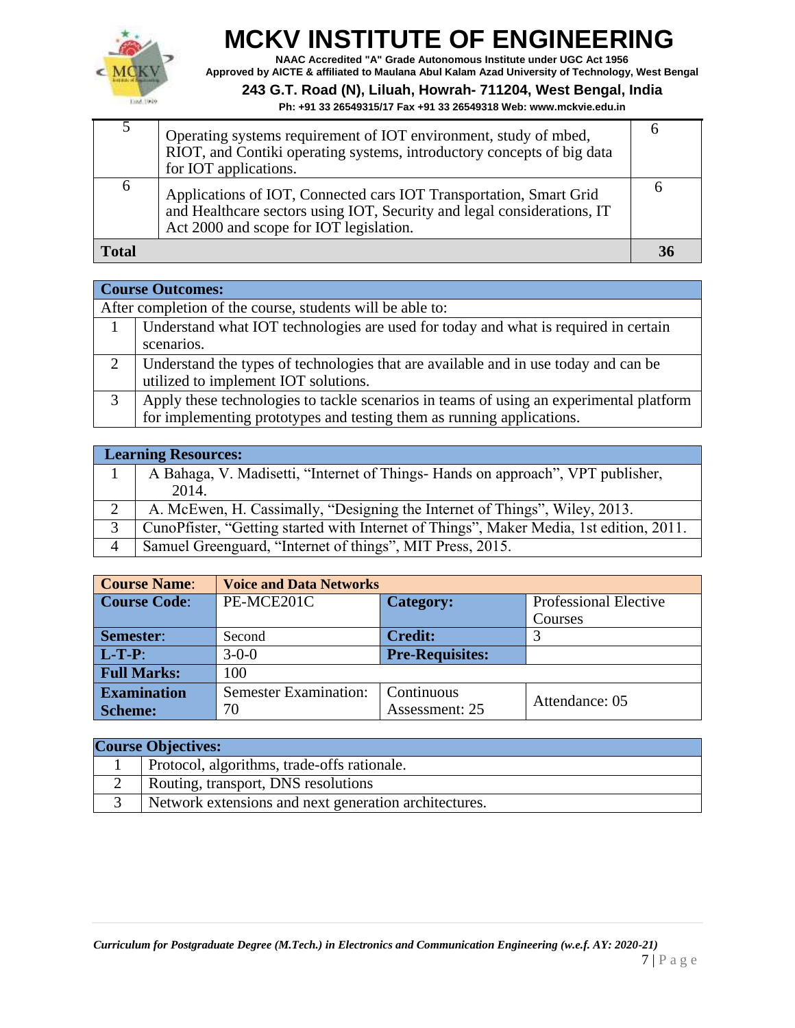| | | |
|---|---|---|
| 5 | Operating systems requirement of IOT environment, study of mbed, RIOT, and Contiki operating systems, introductory concepts of big data for IOT applications. | 6 |
| 6 | Applications of IOT, Connected cars IOT Transportation, Smart Grid and Healthcare sectors using IOT, Security and legal considerations, IT Act 2000 and scope for IOT legislation. | 6 |
| **Total** | | **36** |

| **Course Outcomes:** | |
|---|---|
| After completion of the course, students will be able to: | |
| 1 | Understand what IOT technologies are used for today and what is required in certain scenarios. |
| 2 | Understand the types of technologies that are available and in use today and can be utilized to implement IOT solutions. |
| 3 | Apply these technologies to tackle scenarios in teams of using an experimental platform for implementing prototypes and testing them as running applications. |

| **Learning Resources:** | |
|---|---|
| 1 | A Bahaga, V. Madisetti, "Internet of Things- Hands on approach", VPT publisher, 2014. |
| 2 | A. McEwen, H. Cassimally, "Designing the Internet of Things", Wiley, 2013. |
| 3 | CunoPfister, "Getting started with Internet of Things", Maker Media, 1st edition, 2011. |
| 4 | Samuel Greenguard, "Internet of things", MIT Press, 2015. |

| **Course Name**: | **Voice and Data Networks** | | |
|---|---|---|---|
| **Course Code**: | PE-MCE201C | **Category:** | Professional Elective Courses |
| **Semester**: | Second | **Credit:** | 3 |
| **L-T-P**: | 3-0-0 | **Pre-Requisites:** | |
| **Full Marks:** | 100 | | |
| **Examination Scheme:** | Semester Examination: 70 | Continuous Assessment: 25 | Attendance: 05 |

| **Course Objectives:** | |
|---|---|
| 1 | Protocol, algorithms, trade-offs rationale. |
| 2 | Routing, transport, DNS resolutions |
| 3 | Network extensions and next generation architectures. |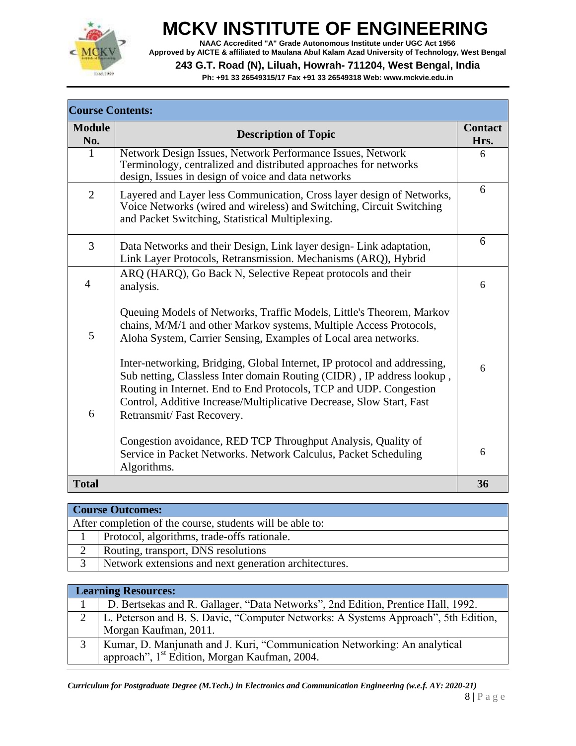# MCKV INSTITUTE OF ENGINEERING

**NAAC Accredited "A" Grade Autonomous Institute under UGC Act 1956**
**Approved by AICTE & affiliated to Maulana Abul Kalam Azad University of Technology, West Bengal**
**243 G.T. Road (N), Liluah, Howrah- 711204, West Bengal, India**
**Ph: +91 33 26549315/17 Fax +91 33 26549318 Web: www.mckvie.edu.in**

| **Course Contents:** | | |
|---|---|---|
| **Module No.** | **Description of Topic** | **Contact Hrs.** |
| 1 | Network Design Issues, Network Performance Issues, Network Terminology, centralized and distributed approaches for networks design, Issues in design of voice and data networks | 6 |
| 2 | Layered and Layer less Communication, Cross layer design of Networks, Voice Networks (wired and wireless) and Switching, Circuit Switching and Packet Switching, Statistical Multiplexing. | 6 |
| 3 | Data Networks and their Design, Link layer design- Link adaptation, Link Layer Protocols, Retransmission. Mechanisms (ARQ), Hybrid | 6 |
| 4 | ARQ (HARQ), Go Back N, Selective Repeat protocols and their analysis. | 6 |
| 5 | Queuing Models of Networks, Traffic Models, Little's Theorem, Markov chains, M/M/1 and other Markov systems, Multiple Access Protocols, Aloha System, Carrier Sensing, Examples of Local area networks. | |
| 6 | Inter-networking, Bridging, Global Internet, IP protocol and addressing, Sub netting, Classless Inter domain Routing (CIDR) , IP address lookup , Routing in Internet. End to End Protocols, TCP and UDP. Congestion Control, Additive Increase/Multiplicative Decrease, Slow Start, Fast Retransmit/ Fast Recovery. | 6 |
| | Congestion avoidance, RED TCP Throughput Analysis, Quality of Service in Packet Networks. Network Calculus, Packet Scheduling Algorithms. | 6 |
| **Total** | | **36** |

| **Course Outcomes:** | |
|---|---|
| After completion of the course, students will be able to: | |
| 1 | Protocol, algorithms, trade-offs rationale. |
| 2 | Routing, transport, DNS resolutions |
| 3 | Network extensions and next generation architectures. |

| **Learning Resources:** | |
|---|---|
| 1 | D. Bertsekas and R. Gallager, "Data Networks", 2nd Edition, Prentice Hall, 1992. |
| 2 | L. Peterson and B. S. Davie, "Computer Networks: A Systems Approach", 5th Edition, Morgan Kaufman, 2011. |
| 3 | Kumar, D. Manjunath and J. Kuri, "Communication Networking: An analytical approach", 1st Edition, Morgan Kaufman, 2004. |

*Curriculum for Postgraduate Degree (M.Tech.) in Electronics and Communication Engineering (w.e.f. AY: 2020-21)*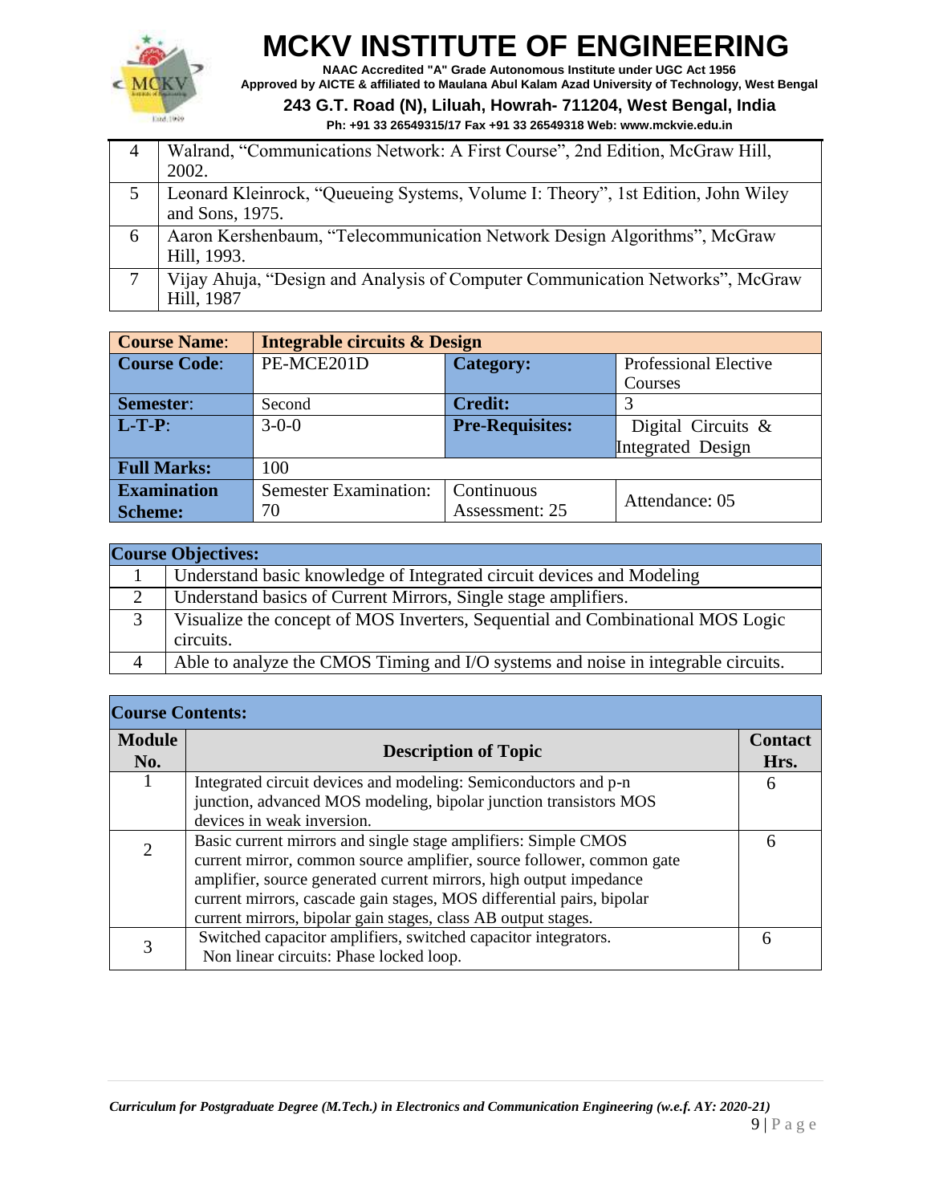| 4 | Walrand, “Communications Network: A First Course”, 2nd Edition, McGraw Hill, 2002. |
|---|---|
| 5 | Leonard Kleinrock, “Queueing Systems, Volume I: Theory”, 1st Edition, John Wiley and Sons, 1975. |
| 6 | Aaron Kershenbaum, “Telecommunication Network Design Algorithms”, McGraw Hill, 1993. |
| 7 | Vijay Ahuja, “Design and Analysis of Computer Communication Networks”, McGraw Hill, 1987 |

| **Course Name**: | **Integrable circuits & Design** | | |
|---|---|---|---|
| **Course Code**: | PE-MCE201D | **Category:** | Professional Elective Courses |
| **Semester**: | Second | **Credit:** | 3 |
| **L-T-P**: | 3-0-0 | **Pre-Requisites:** | Digital Circuits & Integrated Design |
| **Full Marks:** | 100 | | |
| **Examination Scheme:** | Semester Examination: 70 | Continuous Assessment: 25 | Attendance: 05 |

| **Course Objectives:** | |
|---|---|
| 1 | Understand basic knowledge of Integrated circuit devices and Modeling |
| 2 | Understand basics of Current Mirrors, Single stage amplifiers. |
| 3 | Visualize the concept of MOS Inverters, Sequential and Combinational MOS Logic circuits. |
| 4 | Able to analyze the CMOS Timing and I/O systems and noise in integrable circuits. |

**Course Contents:**

| Module No. | Description of Topic | Contact Hrs. |
|---|---|---|
| 1 | Integrated circuit devices and modeling: Semiconductors and p-n junction, advanced MOS modeling, bipolar junction transistors MOS devices in weak inversion. | 6 |
| 2 | Basic current mirrors and single stage amplifiers: Simple CMOS current mirror, common source amplifier, source follower, common gate amplifier, source generated current mirrors, high output impedance current mirrors, cascade gain stages, MOS differential pairs, bipolar current mirrors, bipolar gain stages, class AB output stages. | 6 |
| 3 | Switched capacitor amplifiers, switched capacitor integrators. Non linear circuits: Phase locked loop. | 6 |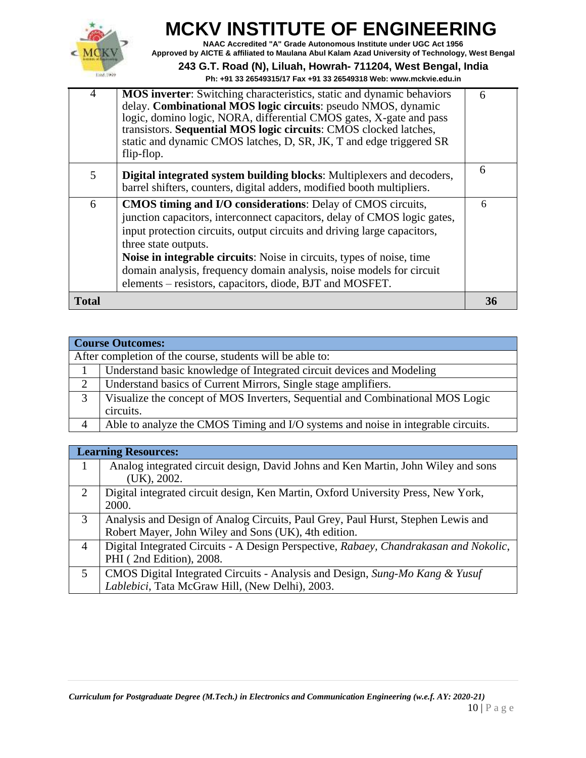| | | |
|---|---|---|
| 4 | **MOS inverter**: Switching characteristics, static and dynamic behaviors delay. **Combinational MOS logic circuits**: pseudo NMOS, dynamic logic, domino logic, NORA, differential CMOS gates, X-gate and pass transistors. **Sequential MOS logic circuits**: CMOS clocked latches, static and dynamic CMOS latches, D, SR, JK, T and edge triggered SR flip-flop. | 6 |
| 5 | **Digital integrated system building blocks**: Multiplexers and decoders, barrel shifters, counters, digital adders, modified booth multipliers. | 6 |
| 6 | **CMOS timing and I/O considerations**: Delay of CMOS circuits, junction capacitors, interconnect capacitors, delay of CMOS logic gates, input protection circuits, output circuits and driving large capacitors, three state outputs. **Noise in integrable circuits**: Noise in circuits, types of noise, time domain analysis, frequency domain analysis, noise models for circuit elements – resistors, capacitors, diode, BJT and MOSFET. | 6 |
| **Total** | | **36** |

| **Course Outcomes:** | |
|---|---|
| After completion of the course, students will be able to: | |
| 1 | Understand basic knowledge of Integrated circuit devices and Modeling |
| 2 | Understand basics of Current Mirrors, Single stage amplifiers. |
| 3 | Visualize the concept of MOS Inverters, Sequential and Combinational MOS Logic circuits. |
| 4 | Able to analyze the CMOS Timing and I/O systems and noise in integrable circuits. |

| **Learning Resources:** | |
|---|---|
| 1 | Analog integrated circuit design, David Johns and Ken Martin, John Wiley and sons (UK), 2002. |
| 2 | Digital integrated circuit design, Ken Martin, Oxford University Press, New York, 2000. |
| 3 | Analysis and Design of Analog Circuits, Paul Grey, Paul Hurst, Stephen Lewis and Robert Mayer, John Wiley and Sons (UK), 4th edition. |
| 4 | Digital Integrated Circuits - A Design Perspective, *Rabaey, Chandrakasan and Nokolic*, PHI ( 2nd Edition), 2008. |
| 5 | CMOS Digital Integrated Circuits - Analysis and Design, *Sung-Mo Kang & Yusuf Lablebici*, Tata McGraw Hill, (New Delhi), 2003. |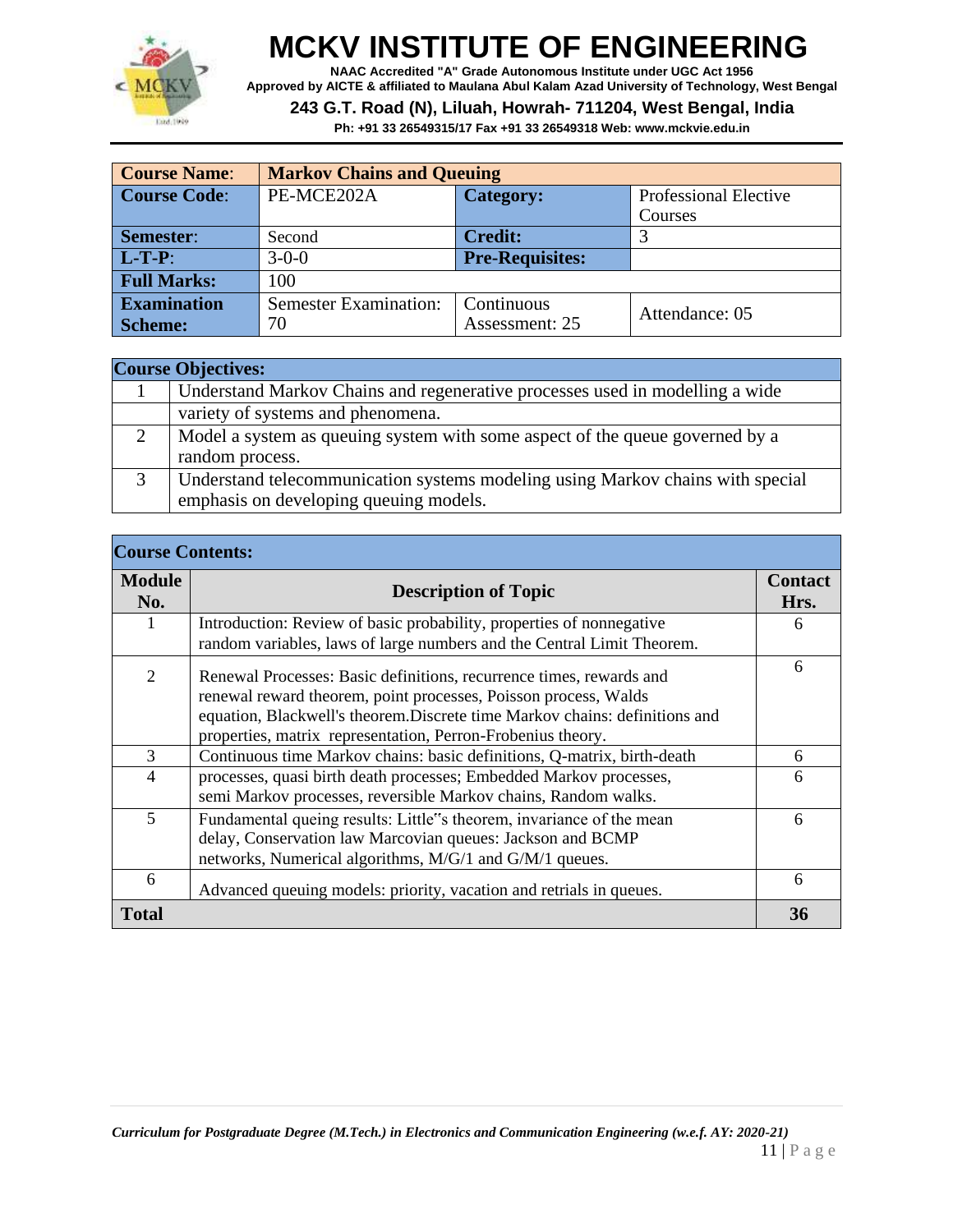# MCKV INSTITUTE OF ENGINEERING

**NAAC Accredited "A" Grade Autonomous Institute under UGC Act 1956**
**Approved by AICTE & affiliated to Maulana Abul Kalam Azad University of Technology, West Bengal**
**243 G.T. Road (N), Liluah, Howrah- 711204, West Bengal, India**
**Ph: +91 33 26549315/17 Fax +91 33 26549318 Web: www.mckvie.edu.in**

| **Course Name**: | **Markov Chains and Queuing** | | |
|---|---|---|---|
| **Course Code**: | PE-MCE202A | **Category:** | Professional Elective Courses |
| **Semester**: | Second | **Credit:** | 3 |
| **L-T-P**: | 3-0-0 | **Pre-Requisites:** | |
| **Full Marks:** | 100 | | |
| **Examination Scheme:** | Semester Examination: 70 | Continuous Assessment: 25 | Attendance: 05 |

| **Course Objectives:** | |
|---|---|
| 1 | Understand Markov Chains and regenerative processes used in modelling a wide variety of systems and phenomena. |
| 2 | Model a system as queuing system with some aspect of the queue governed by a random process. |
| 3 | Understand telecommunication systems modeling using Markov chains with special emphasis on developing queuing models. |

**Course Contents:**

| Module No. | Description of Topic | Contact Hrs. |
|---|---|---|
| 1 | Introduction: Review of basic probability, properties of nonnegative random variables, laws of large numbers and the Central Limit Theorem. | 6 |
| 2 | Renewal Processes: Basic definitions, recurrence times, rewards and renewal reward theorem, point processes, Poisson process, Walds equation, Blackwell's theorem.Discrete time Markov chains: definitions and properties, matrix representation, Perron-Frobenius theory. | 6 |
| 3 | Continuous time Markov chains: basic definitions, Q-matrix, birth-death | 6 |
| 4 | processes, quasi birth death processes; Embedded Markov processes, semi Markov processes, reversible Markov chains, Random walks. | 6 |
| 5 | Fundamental queing results: Little"s theorem, invariance of the mean delay, Conservation law Marcovian queues: Jackson and BCMP networks, Numerical algorithms, M/G/1 and G/M/1 queues. | 6 |
| 6 | Advanced queuing models: priority, vacation and retrials in queues. | 6 |
| **Total** | | **36** |

*Curriculum for Postgraduate Degree (M.Tech.) in Electronics and Communication Engineering (w.e.f. AY: 2020-21)*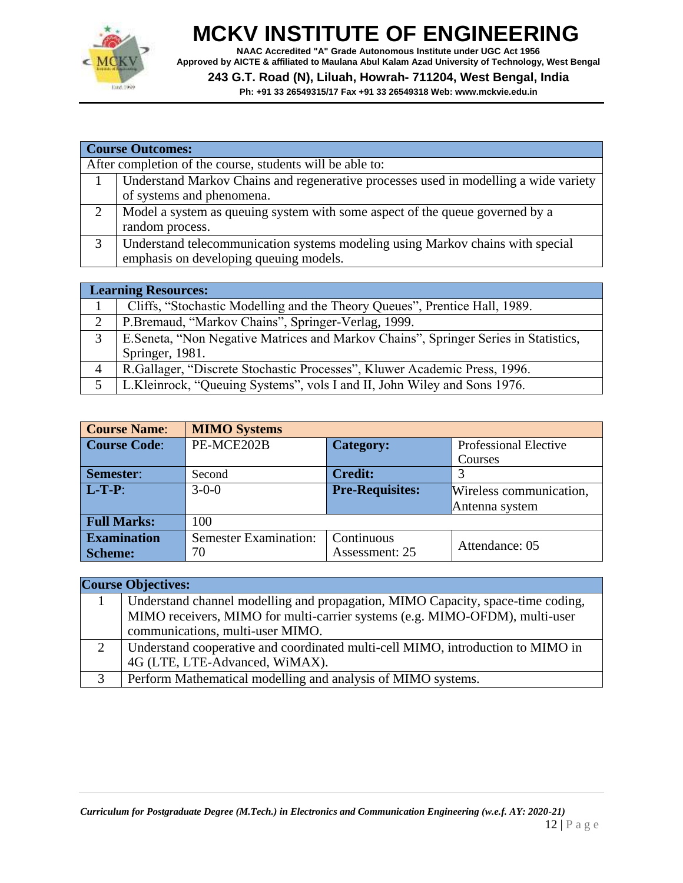| Course Outcomes: | |
|---|---|
| After completion of the course, students will be able to: | |
| 1 | Understand Markov Chains and regenerative processes used in modelling a wide variety of systems and phenomena. |
| 2 | Model a system as queuing system with some aspect of the queue governed by a random process. |
| 3 | Understand telecommunication systems modeling using Markov chains with special emphasis on developing queuing models. |

| Learning Resources: | |
|---|---|
| 1 | Cliffs, "Stochastic Modelling and the Theory Queues", Prentice Hall, 1989. |
| 2 | P.Bremaud, "Markov Chains", Springer-Verlag, 1999. |
| 3 | E.Seneta, "Non Negative Matrices and Markov Chains", Springer Series in Statistics, Springer, 1981. |
| 4 | R.Gallager, "Discrete Stochastic Processes", Kluwer Academic Press, 1996. |
| 5 | L.Kleinrock, "Queuing Systems", vols I and II, John Wiley and Sons 1976. |

| Course Name: | MIMO Systems | | |
|---|---|---|---|
| Course Code: | PE-MCE202B | Category: | Professional Elective Courses |
| Semester: | Second | Credit: | 3 |
| L-T-P: | 3-0-0 | Pre-Requisites: | Wireless communication, Antenna system |
| Full Marks: | 100 | | |
| Examination Scheme: | Semester Examination: 70 | Continuous Assessment: 25 | Attendance: 05 |

| Course Objectives: | |
|---|---|
| 1 | Understand channel modelling and propagation, MIMO Capacity, space-time coding, MIMO receivers, MIMO for multi-carrier systems (e.g. MIMO-OFDM), multi-user communications, multi-user MIMO. |
| 2 | Understand cooperative and coordinated multi-cell MIMO, introduction to MIMO in 4G (LTE, LTE-Advanced, WiMAX). |
| 3 | Perform Mathematical modelling and analysis of MIMO systems. |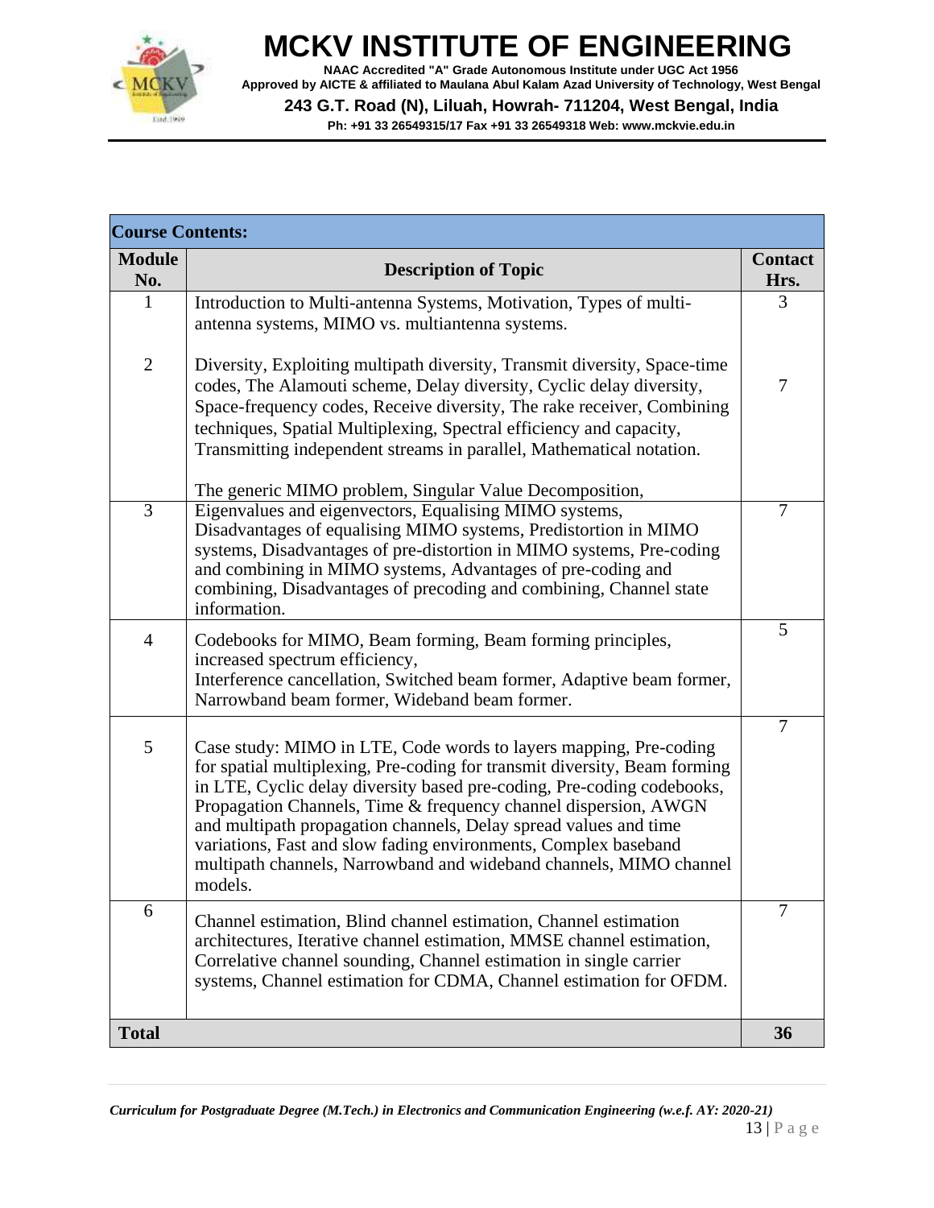| Course Contents: | | |
|---|---|---|
| **Module No.** | **Description of Topic** | **Contact Hrs.** |
| 1 | Introduction to Multi-antenna Systems, Motivation, Types of multi-antenna systems, MIMO vs. multiantenna systems. | 3 |
| 2 | Diversity, Exploiting multipath diversity, Transmit diversity, Space-time codes, The Alamouti scheme, Delay diversity, Cyclic delay diversity, Space-frequency codes, Receive diversity, The rake receiver, Combining techniques, Spatial Multiplexing, Spectral efficiency and capacity, Transmitting independent streams in parallel, Mathematical notation. The generic MIMO problem, Singular Value Decomposition, | 7 |
| 3 | Eigenvalues and eigenvectors, Equalising MIMO systems, Disadvantages of equalising MIMO systems, Predistortion in MIMO systems, Disadvantages of pre-distortion in MIMO systems, Pre-coding and combining in MIMO systems, Advantages of pre-coding and combining, Disadvantages of precoding and combining, Channel state information. | 7 |
| 4 | Codebooks for MIMO, Beam forming, Beam forming principles, increased spectrum efficiency, Interference cancellation, Switched beam former, Adaptive beam former, Narrowband beam former, Wideband beam former. | 5 |
| 5 | Case study: MIMO in LTE, Code words to layers mapping, Pre-coding for spatial multiplexing, Pre-coding for transmit diversity, Beam forming in LTE, Cyclic delay diversity based pre-coding, Pre-coding codebooks, Propagation Channels, Time & frequency channel dispersion, AWGN and multipath propagation channels, Delay spread values and time variations, Fast and slow fading environments, Complex baseband multipath channels, Narrowband and wideband channels, MIMO channel models. | 7 |
| 6 | Channel estimation, Blind channel estimation, Channel estimation architectures, Iterative channel estimation, MMSE channel estimation, Correlative channel sounding, Channel estimation in single carrier systems, Channel estimation for CDMA, Channel estimation for OFDM. | 7 |
| **Total** | | **36** |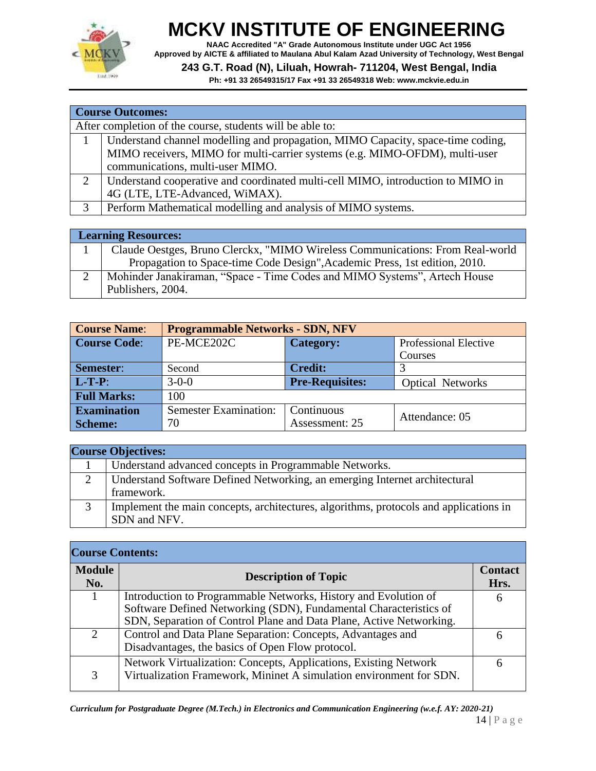| **Course Outcomes:** | |
|---|---|
| After completion of the course, students will be able to: | |
| 1 | Understand channel modelling and propagation, MIMO Capacity, space-time coding, MIMO receivers, MIMO for multi-carrier systems (e.g. MIMO-OFDM), multi-user communications, multi-user MIMO. |
| 2 | Understand cooperative and coordinated multi-cell MIMO, introduction to MIMO in 4G (LTE, LTE-Advanced, WiMAX). |
| 3 | Perform Mathematical modelling and analysis of MIMO systems. |

| **Learning Resources:** | |
|---|---|
| 1 | Claude Oestges, Bruno Clerckx, "MIMO Wireless Communications: From Real-world Propagation to Space-time Code Design",Academic Press, 1st edition, 2010. |
| 2 | Mohinder Janakiraman, "Space - Time Codes and MIMO Systems", Artech House Publishers, 2004. |

| **Course Name**: | **Programmable Networks - SDN, NFV** | | |
|---|---|---|---|
| **Course Code**: | PE-MCE202C | **Category:** | Professional Elective Courses |
| **Semester**: | Second | **Credit:** | 3 |
| **L-T-P**: | 3-0-0 | **Pre-Requisites:** | Optical Networks |
| **Full Marks:** | 100 | | |
| **Examination Scheme:** | Semester Examination: 70 | Continuous Assessment: 25 | Attendance: 05 |

| **Course Objectives:** | |
|---|---|
| 1 | Understand advanced concepts in Programmable Networks. |
| 2 | Understand Software Defined Networking, an emerging Internet architectural framework. |
| 3 | Implement the main concepts, architectures, algorithms, protocols and applications in SDN and NFV. |

**Course Contents:**

| **Module No.** | **Description of Topic** | **Contact Hrs.** |
|---|---|---|
| 1 | Introduction to Programmable Networks, History and Evolution of Software Defined Networking (SDN), Fundamental Characteristics of SDN, Separation of Control Plane and Data Plane, Active Networking. | 6 |
| 2 | Control and Data Plane Separation: Concepts, Advantages and Disadvantages, the basics of Open Flow protocol. | 6 |
| 3 | Network Virtualization: Concepts, Applications, Existing Network Virtualization Framework, Mininet A simulation environment for SDN. | 6 |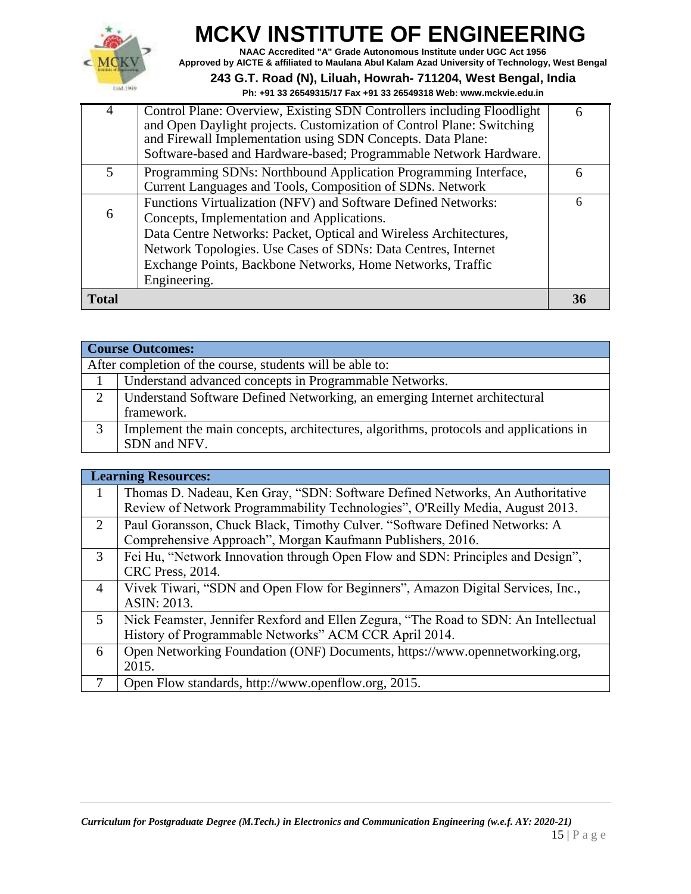| 4 | Control Plane: Overview, Existing SDN Controllers including Floodlight and Open Daylight projects. Customization of Control Plane: Switching and Firewall Implementation using SDN Concepts. Data Plane: Software-based and Hardware-based; Programmable Network Hardware. | 6 |
|---|---|---|
| 5 | Programming SDNs: Northbound Application Programming Interface, Current Languages and Tools, Composition of SDNs. Network | 6 |
| 6 | Functions Virtualization (NFV) and Software Defined Networks: Concepts, Implementation and Applications.<br>Data Centre Networks: Packet, Optical and Wireless Architectures, Network Topologies. Use Cases of SDNs: Data Centres, Internet Exchange Points, Backbone Networks, Home Networks, Traffic Engineering. | 6 |
| **Total** | | **36** |

| **Course Outcomes:** | |
|---|---|
| After completion of the course, students will be able to: | |
| 1 | Understand advanced concepts in Programmable Networks. |
| 2 | Understand Software Defined Networking, an emerging Internet architectural framework. |
| 3 | Implement the main concepts, architectures, algorithms, protocols and applications in SDN and NFV. |

| **Learning Resources:** | |
|---|---|
| 1 | Thomas D. Nadeau, Ken Gray, "SDN: Software Defined Networks, An Authoritative Review of Network Programmability Technologies", O'Reilly Media, August 2013. |
| 2 | Paul Goransson, Chuck Black, Timothy Culver. "Software Defined Networks: A Comprehensive Approach", Morgan Kaufmann Publishers, 2016. |
| 3 | Fei Hu, "Network Innovation through Open Flow and SDN: Principles and Design", CRC Press, 2014. |
| 4 | Vivek Tiwari, "SDN and Open Flow for Beginners", Amazon Digital Services, Inc., ASIN: 2013. |
| 5 | Nick Feamster, Jennifer Rexford and Ellen Zegura, "The Road to SDN: An Intellectual History of Programmable Networks" ACM CCR April 2014. |
| 6 | Open Networking Foundation (ONF) Documents, https://www.opennetworking.org, 2015. |
| 7 | Open Flow standards, http://www.openflow.org, 2015. |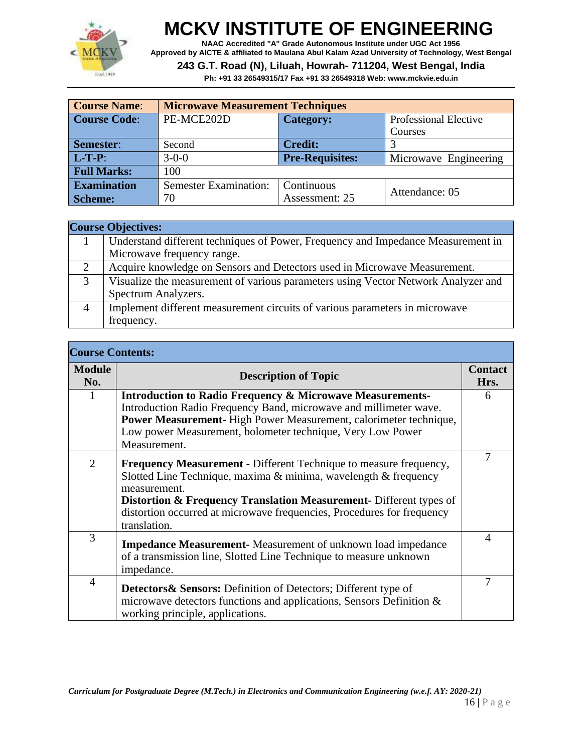# MCKV INSTITUTE OF ENGINEERING

**NAAC Accredited "A" Grade Autonomous Institute under UGC Act 1956**
**Approved by AICTE & affiliated to Maulana Abul Kalam Azad University of Technology, West Bengal**
**243 G.T. Road (N), Liluah, Howrah- 711204, West Bengal, India**
**Ph: +91 33 26549315/17 Fax +91 33 26549318 Web: www.mckvie.edu.in**

| **Course Name:** | **Microwave Measurement Techniques** | | |
|---|---|---|---|
| **Course Code:** | PE-MCE202D | **Category:** | Professional Elective Courses |
| **Semester:** | Second | **Credit:** | 3 |
| **L-T-P:** | 3-0-0 | **Pre-Requisites:** | Microwave Engineering |
| **Full Marks:** | 100 | | |
| **Examination Scheme:** | Semester Examination: 70 | Continuous Assessment: 25 | Attendance: 05 |

| **Course Objectives:** | |
|---|---|
| 1 | Understand different techniques of Power, Frequency and Impedance Measurement in Microwave frequency range. |
| 2 | Acquire knowledge on Sensors and Detectors used in Microwave Measurement. |
| 3 | Visualize the measurement of various parameters using Vector Network Analyzer and Spectrum Analyzers. |
| 4 | Implement different measurement circuits of various parameters in microwave frequency. |

**Course Contents:**

| Module No. | Description of Topic | Contact Hrs. |
|---|---|---|
| 1 | **Introduction to Radio Frequency & Microwave Measurements-** Introduction Radio Frequency Band, microwave and millimeter wave. **Power Measurement-** High Power Measurement, calorimeter technique, Low power Measurement, bolometer technique, Very Low Power Measurement. | 6 |
| 2 | **Frequency Measurement -** Different Technique to measure frequency, Slotted Line Technique, maxima & minima, wavelength & frequency measurement. **Distortion & Frequency Translation Measurement-** Different types of distortion occurred at microwave frequencies, Procedures for frequency translation. | 7 |
| 3 | **Impedance Measurement-** Measurement of unknown load impedance of a transmission line, Slotted Line Technique to measure unknown impedance. | 4 |
| 4 | **Detectors& Sensors:** Definition of Detectors; Different type of microwave detectors functions and applications, Sensors Definition & working principle, applications. | 7 |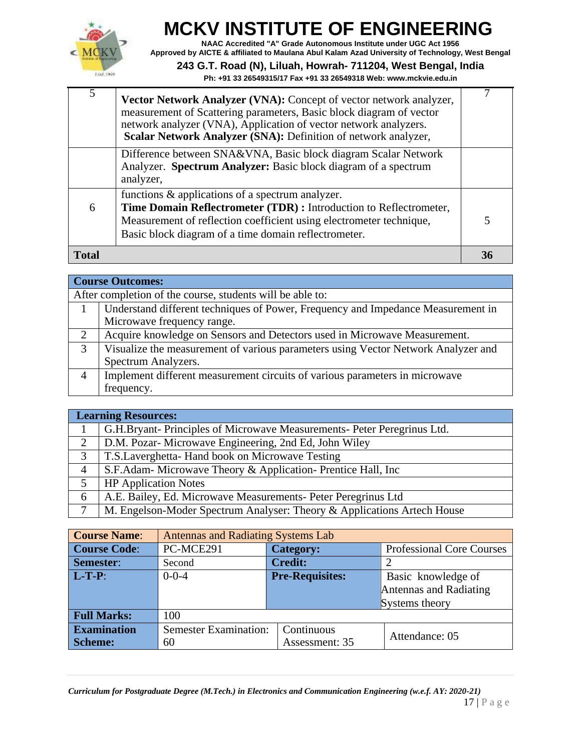| | | |
|---|---|---|
| 5 | **Vector Network Analyzer (VNA):** Concept of vector network analyzer, measurement of Scattering parameters, Basic block diagram of vector network analyzer (VNA), Application of vector network analyzers. **Scalar Network Analyzer (SNA):** Definition of network analyzer, | 7 |
| | Difference between SNA&VNA, Basic block diagram Scalar Network Analyzer. **Spectrum Analyzer:** Basic block diagram of a spectrum analyzer, | |
| 6 | functions & applications of a spectrum analyzer. **Time Domain Reflectrometer (TDR) :** Introduction to Reflectrometer, Measurement of reflection coefficient using electrometer technique, Basic block diagram of a time domain reflectrometer. | 5 |
| **Total** | | **36** |

| **Course Outcomes:** | |
|---|---|
| After completion of the course, students will be able to: | |
| 1 | Understand different techniques of Power, Frequency and Impedance Measurement in Microwave frequency range. |
| 2 | Acquire knowledge on Sensors and Detectors used in Microwave Measurement. |
| 3 | Visualize the measurement of various parameters using Vector Network Analyzer and Spectrum Analyzers. |
| 4 | Implement different measurement circuits of various parameters in microwave frequency. |

| **Learning Resources:** | |
|---|---|
| 1 | G.H.Bryant- Principles of Microwave Measurements- Peter Peregrinus Ltd. |
| 2 | D.M. Pozar- Microwave Engineering, 2nd Ed, John Wiley |
| 3 | T.S.Laverghetta- Hand book on Microwave Testing |
| 4 | S.F.Adam- Microwave Theory & Application- Prentice Hall, Inc |
| 5 | HP Application Notes |
| 6 | A.E. Bailey, Ed. Microwave Measurements- Peter Peregrinus Ltd |
| 7 | M. Engelson-Moder Spectrum Analyser: Theory & Applications Artech House |

| **Course Name**: | Antennas and Radiating Systems Lab | | |
|---|---|---|---|
| **Course Code**: | PC-MCE291 | **Category:** | Professional Core Courses |
| **Semester**: | Second | **Credit:** | 2 |
| **L-T-P**: | 0-0-4 | **Pre-Requisites:** | Basic knowledge of Antennas and Radiating Systems theory |
| **Full Marks:** | 100 | | |
| **Examination Scheme:** | Semester Examination: 60 | Continuous Assessment: 35 | Attendance: 05 |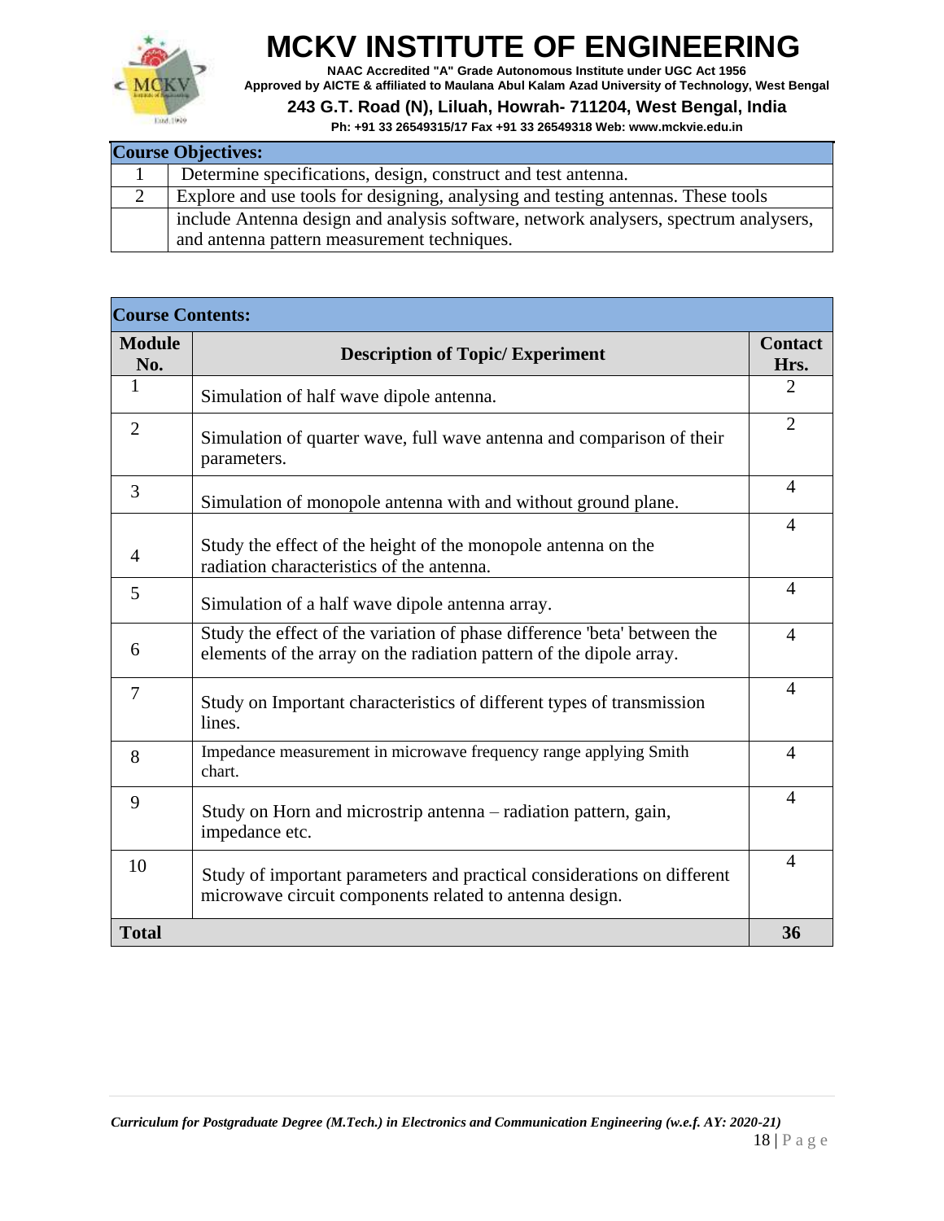| Course Objectives: | |
|---|---|
| 1 | Determine specifications, design, construct and test antenna. |
| 2 | Explore and use tools for designing, analysing and testing antennas. These tools include Antenna design and analysis software, network analysers, spectrum analysers, and antenna pattern measurement techniques. |

| Course Contents: | | |
|---|---|---|
| **Module No.** | **Description of Topic/ Experiment** | **Contact Hrs.** |
| 1 | Simulation of half wave dipole antenna. | 2 |
| 2 | Simulation of quarter wave, full wave antenna and comparison of their parameters. | 2 |
| 3 | Simulation of monopole antenna with and without ground plane. | 4 |
| 4 | Study the effect of the height of the monopole antenna on the radiation characteristics of the antenna. | 4 |
| 5 | Simulation of a half wave dipole antenna array. | 4 |
| 6 | Study the effect of the variation of phase difference 'beta' between the elements of the array on the radiation pattern of the dipole array. | 4 |
| 7 | Study on Important characteristics of different types of transmission lines. | 4 |
| 8 | Impedance measurement in microwave frequency range applying Smith chart. | 4 |
| 9 | Study on Horn and microstrip antenna – radiation pattern, gain, impedance etc. | 4 |
| 10 | Study of important parameters and practical considerations on different microwave circuit components related to antenna design. | 4 |
| **Total** | | **36** |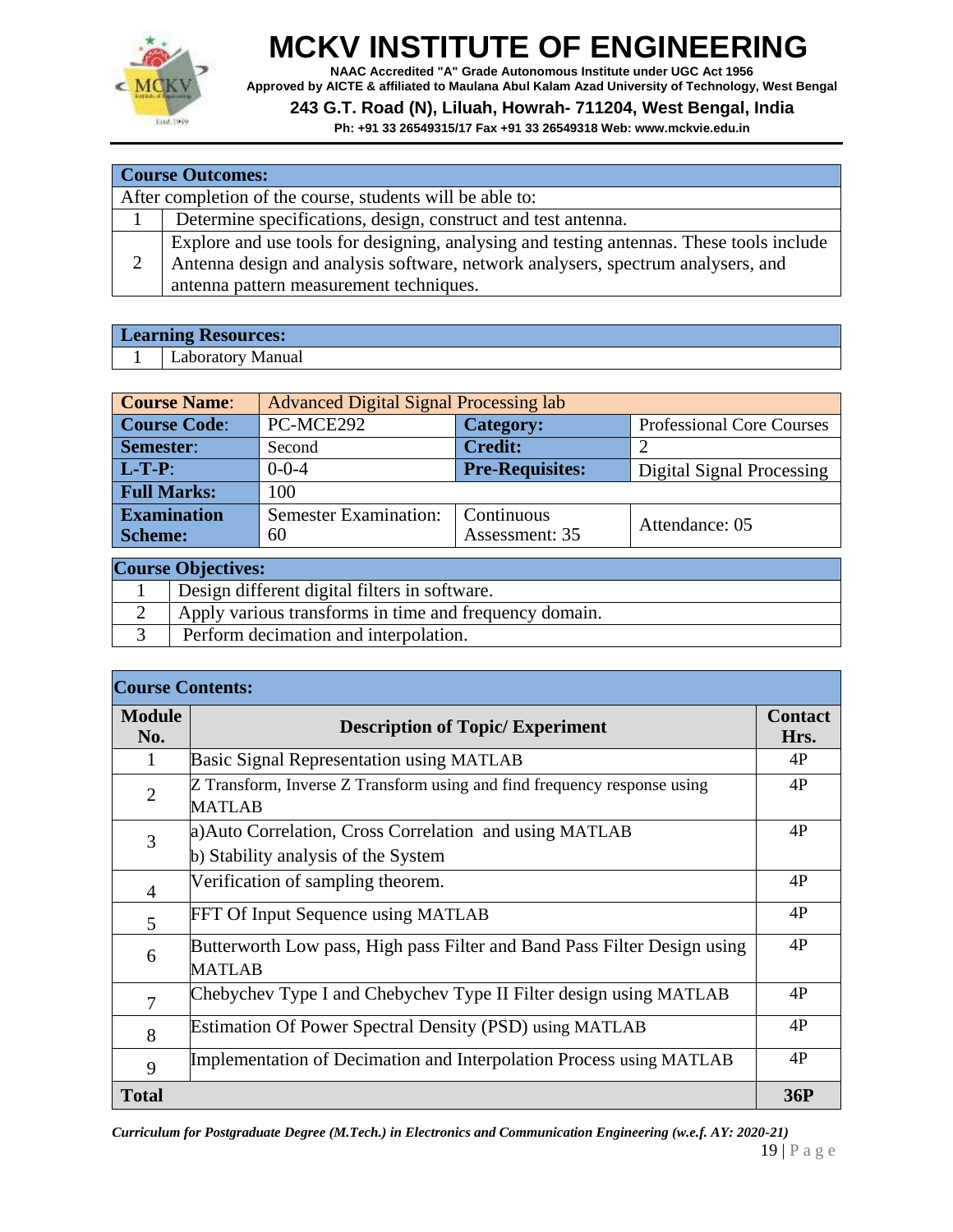| Course Outcomes: | |
|---|---|
| After completion of the course, students will be able to: | |
| 1 | Determine specifications, design, construct and test antenna. |
| 2 | Explore and use tools for designing, analysing and testing antennas. These tools include Antenna design and analysis software, network analysers, spectrum analysers, and antenna pattern measurement techniques. |

| Learning Resources: | |
|---|---|
| 1 | Laboratory Manual |

| **Course Name**: | Advanced Digital Signal Processing lab | | |
|---|---|---|---|
| **Course Code**: | PC-MCE292 | **Category:** | Professional Core Courses |
| **Semester**: | Second | **Credit:** | 2 |
| **L-T-P**: | 0-0-4 | **Pre-Requisites:** | Digital Signal Processing |
| **Full Marks:** | 100 | | |
| **Examination Scheme:** | Semester Examination: 60 | Continuous Assessment: 35 | Attendance: 05 |

| Course Objectives: | |
|---|---|
| 1 | Design different digital filters in software. |
| 2 | Apply various transforms in time and frequency domain. |
| 3 | Perform decimation and interpolation. |

**Course Contents:**

| Module No. | Description of Topic/ Experiment | Contact Hrs. |
|---|---|---|
| 1 | Basic Signal Representation using MATLAB | 4P |
| 2 | Z Transform, Inverse Z Transform using and find frequency response using MATLAB | 4P |
| 3 | a)Auto Correlation, Cross Correlation and using MATLAB<br>b) Stability analysis of the System | 4P |
| 4 | Verification of sampling theorem. | 4P |
| 5 | FFT Of Input Sequence using MATLAB | 4P |
| 6 | Butterworth Low pass, High pass Filter and Band Pass Filter Design using MATLAB | 4P |
| 7 | Chebychev Type I and Chebychev Type II Filter design using MATLAB | 4P |
| 8 | Estimation Of Power Spectral Density (PSD) using MATLAB | 4P |
| 9 | Implementation of Decimation and Interpolation Process using MATLAB | 4P |
| **Total** | | **36P** |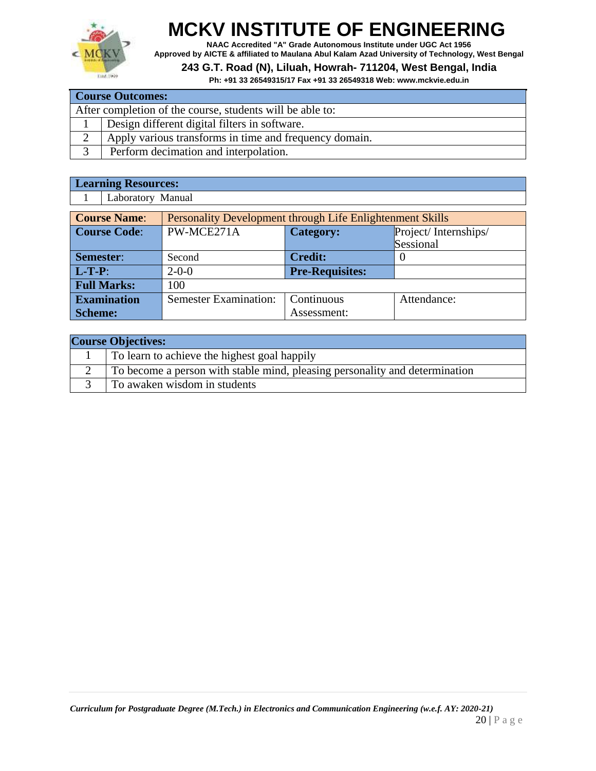| Course Outcomes: | |
|---|---|
| After completion of the course, students will be able to: | |
| 1 | Design different digital filters in software. |
| 2 | Apply various transforms in time and frequency domain. |
| 3 | Perform decimation and interpolation. |

| Learning Resources: | |
|---|---|
| 1 | Laboratory Manual |

| **Course Name**: | Personality Development through Life Enlightenment Skills | | |
|---|---|---|---|
| **Course Code**: | PW-MCE271A | **Category:** | Project/ Internships/ Sessional |
| **Semester**: | Second | **Credit:** | 0 |
| **L-T-P**: | 2-0-0 | **Pre-Requisites:** | |
| **Full Marks:** | 100 | | |
| **Examination Scheme:** | Semester Examination: | Continuous Assessment: | Attendance: |

| Course Objectives: | |
|---|---|
| 1 | To learn to achieve the highest goal happily |
| 2 | To become a person with stable mind, pleasing personality and determination |
| 3 | To awaken wisdom in students |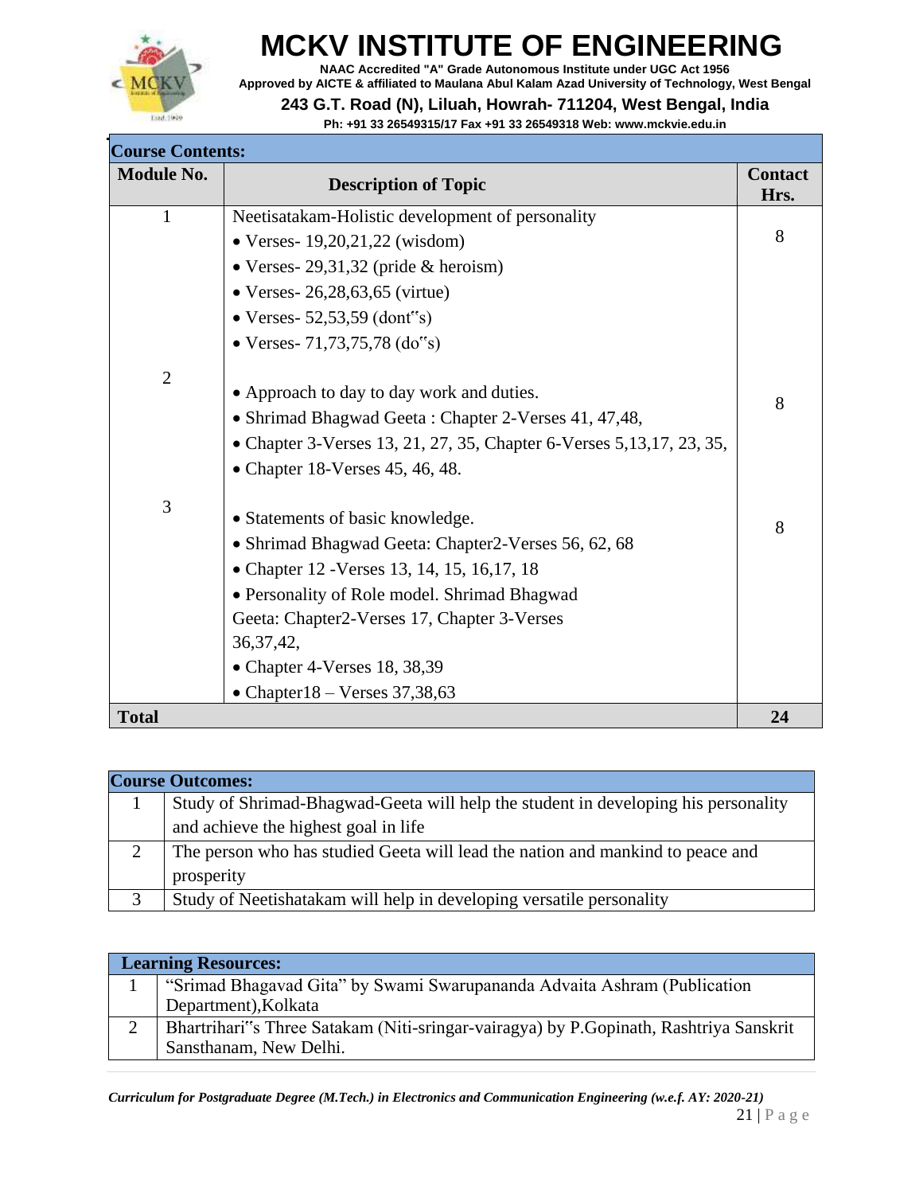**Course Contents:**

| Module No. | Description of Topic | Contact Hrs. |
|---|---|---|
| 1 | Neetisatakam-Holistic development of personality<br>• Verses- 19,20,21,22 (wisdom)<br>• Verses- 29,31,32 (pride & heroism)<br>• Verses- 26,28,63,65 (virtue)<br>• Verses- 52,53,59 (dont"s)<br>• Verses- 71,73,75,78 (do"s) | 8 |
| 2 | • Approach to day to day work and duties.<br>• Shrimad Bhagwad Geeta : Chapter 2-Verses 41, 47,48,<br>• Chapter 3-Verses 13, 21, 27, 35, Chapter 6-Verses 5,13,17, 23, 35,<br>• Chapter 18-Verses 45, 46, 48. | 8 |
| 3 | • Statements of basic knowledge.<br>• Shrimad Bhagwad Geeta: Chapter2-Verses 56, 62, 68<br>• Chapter 12 -Verses 13, 14, 15, 16,17, 18<br>• Personality of Role model. Shrimad Bhagwad Geeta: Chapter2-Verses 17, Chapter 3-Verses 36,37,42,<br>• Chapter 4-Verses 18, 38,39<br>• Chapter18 – Verses 37,38,63 | 8 |
| **Total** | | **24** |

**Course Outcomes:**

| | |
|---|---|
| 1 | Study of Shrimad-Bhagwad-Geeta will help the student in developing his personality and achieve the highest goal in life |
| 2 | The person who has studied Geeta will lead the nation and mankind to peace and prosperity |
| 3 | Study of Neetishatakam will help in developing versatile personality |

**Learning Resources:**

| | |
|---|---|
| 1 | "Srimad Bhagavad Gita" by Swami Swarupananda Advaita Ashram (Publication Department),Kolkata |
| 2 | Bhartrihari"s Three Satakam (Niti-sringar-vairagya) by P.Gopinath, Rashtriya Sanskrit Sansthanam, New Delhi. |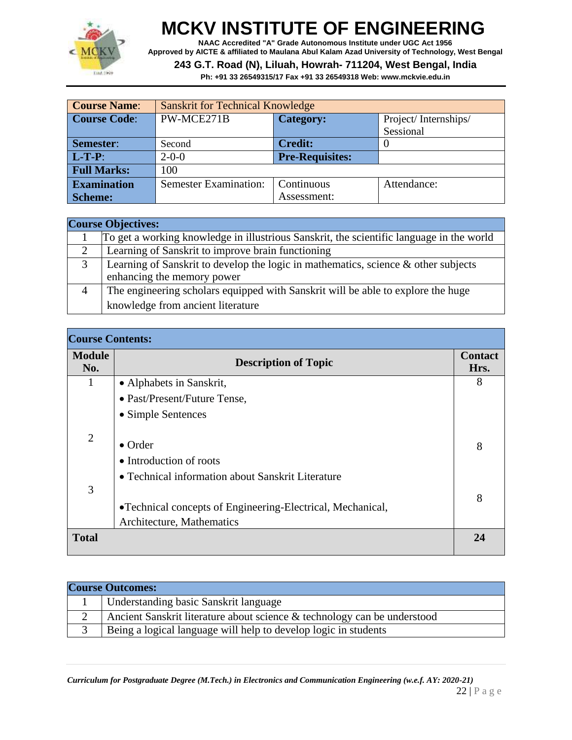# MCKV INSTITUTE OF ENGINEERING

**NAAC Accredited "A" Grade Autonomous Institute under UGC Act 1956**
**Approved by AICTE & affiliated to Maulana Abul Kalam Azad University of Technology, West Bengal**
**243 G.T. Road (N), Liluah, Howrah- 711204, West Bengal, India**
**Ph: +91 33 26549315/17 Fax +91 33 26549318 Web: www.mckvie.edu.in**

| **Course Name**: | Sanskrit for Technical Knowledge | | |
|---|---|---|---|
| **Course Code**: | PW-MCE271B | **Category:** | Project/ Internships/ Sessional |
| **Semester**: | Second | **Credit:** | 0 |
| **L-T-P**: | 2-0-0 | **Pre-Requisites:** | |
| **Full Marks:** | 100 | | |
| **Examination Scheme:** | Semester Examination: | Continuous Assessment: | Attendance: |

| **Course Objectives:** | |
|---|---|
| 1 | To get a working knowledge in illustrious Sanskrit, the scientific language in the world |
| 2 | Learning of Sanskrit to improve brain functioning |
| 3 | Learning of Sanskrit to develop the logic in mathematics, science & other subjects enhancing the memory power |
| 4 | The engineering scholars equipped with Sanskrit will be able to explore the huge knowledge from ancient literature |

**Course Contents:**

| **Module No.** | **Description of Topic** | **Contact Hrs.** |
|---|---|---|
| 1 | • Alphabets in Sanskrit,<br>• Past/Present/Future Tense,<br>• Simple Sentences | 8 |
| 2 | • Order<br>• Introduction of roots<br>• Technical information about Sanskrit Literature | 8 |
| 3 | •Technical concepts of Engineering-Electrical, Mechanical, Architecture, Mathematics | 8 |
| **Total** | | **24** |

| **Course Outcomes:** | |
|---|---|
| 1 | Understanding basic Sanskrit language |
| 2 | Ancient Sanskrit literature about science & technology can be understood |
| 3 | Being a logical language will help to develop logic in students |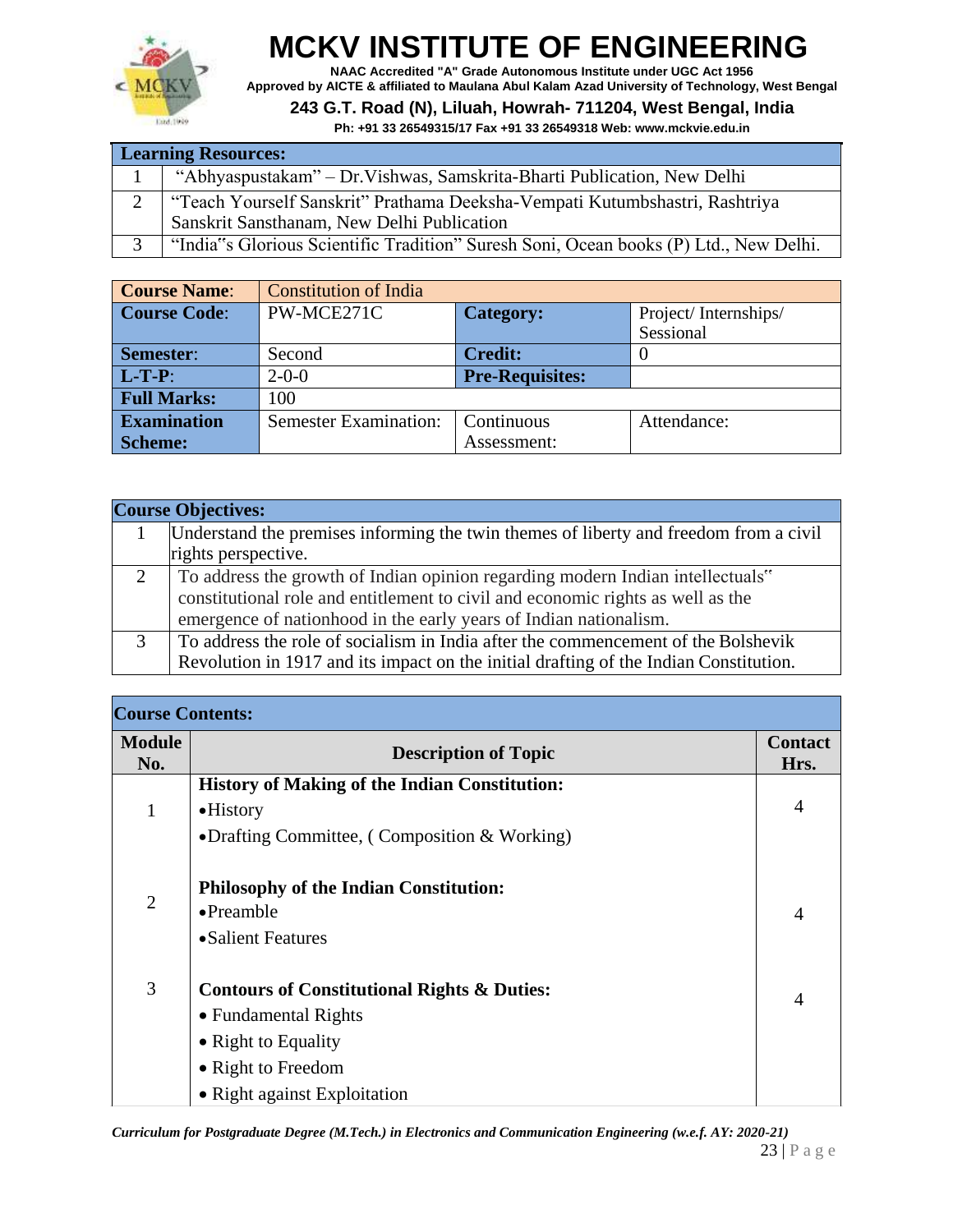| Learning Resources: | |
|---|---|
| 1 | "Abhyaspustakam" – Dr.Vishwas, Samskrita-Bharti Publication, New Delhi |
| 2 | "Teach Yourself Sanskrit" Prathama Deeksha-Vempati Kutumbshastri, Rashtriya Sanskrit Sansthanam, New Delhi Publication |
| 3 | "India"s Glorious Scientific Tradition" Suresh Soni, Ocean books (P) Ltd., New Delhi. |

| **Course Name**: | Constitution of India | | |
|---|---|---|---|
| **Course Code**: | PW-MCE271C | **Category:** | Project/ Internships/ Sessional |
| **Semester**: | Second | **Credit:** | 0 |
| **L-T-P**: | 2-0-0 | **Pre-Requisites:** | |
| **Full Marks:** | 100 | | |
| **Examination Scheme:** | Semester Examination: | Continuous Assessment: | Attendance: |

| Course Objectives: | |
|---|---|
| 1 | Understand the premises informing the twin themes of liberty and freedom from a civil rights perspective. |
| 2 | To address the growth of Indian opinion regarding modern Indian intellectuals" constitutional role and entitlement to civil and economic rights as well as the emergence of nationhood in the early years of Indian nationalism. |
| 3 | To address the role of socialism in India after the commencement of the Bolshevik Revolution in 1917 and its impact on the initial drafting of the Indian Constitution. |

**Course Contents:**

| Module No. | Description of Topic | Contact Hrs. |
|---|---|---|
| 1 | **History of Making of the Indian Constitution:**<br>•History<br>•Drafting Committee, ( Composition & Working) | 4 |
| 2 | **Philosophy of the Indian Constitution:**<br>•Preamble<br>•Salient Features | 4 |
| 3 | **Contours of Constitutional Rights & Duties:**<br>• Fundamental Rights<br>• Right to Equality<br>• Right to Freedom<br>• Right against Exploitation | 4 |

*Curriculum for Postgraduate Degree (M.Tech.) in Electronics and Communication Engineering (w.e.f. AY: 2020-21)*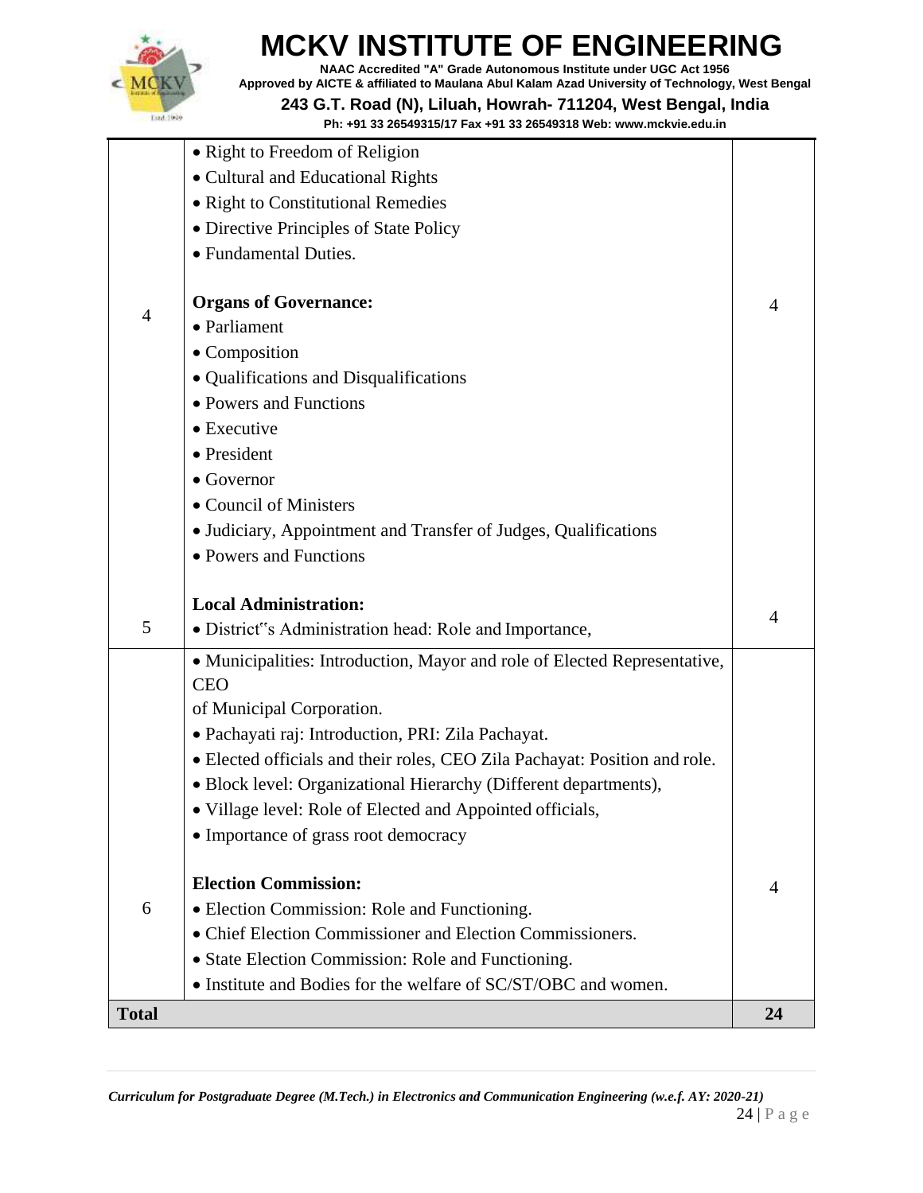| | | |
|---|---|---|
| 4 | • Right to Freedom of Religion<br>• Cultural and Educational Rights<br>• Right to Constitutional Remedies<br>• Directive Principles of State Policy<br>• Fundamental Duties.<br><br>**Organs of Governance:**<br>• Parliament<br>• Composition<br>• Qualifications and Disqualifications<br>• Powers and Functions<br>• Executive<br>• President<br>• Governor<br>• Council of Ministers<br>• Judiciary, Appointment and Transfer of Judges, Qualifications<br>• Powers and Functions | 4 |
| 5 | **Local Administration:**<br>• District"s Administration head: Role and Importance,<br>• Municipalities: Introduction, Mayor and role of Elected Representative, CEO of Municipal Corporation.<br>• Pachayati raj: Introduction, PRI: Zila Pachayat.<br>• Elected officials and their roles, CEO Zila Pachayat: Position and role.<br>• Block level: Organizational Hierarchy (Different departments),<br>• Village level: Role of Elected and Appointed officials,<br>• Importance of grass root democracy | 4 |
| 6 | **Election Commission:**<br>• Election Commission: Role and Functioning.<br>• Chief Election Commissioner and Election Commissioners.<br>• State Election Commission: Role and Functioning.<br>• Institute and Bodies for the welfare of SC/ST/OBC and women. | 4 |
| **Total** | | **24** |

*Curriculum for Postgraduate Degree (M.Tech.) in Electronics and Communication Engineering (w.e.f. AY: 2020-21)*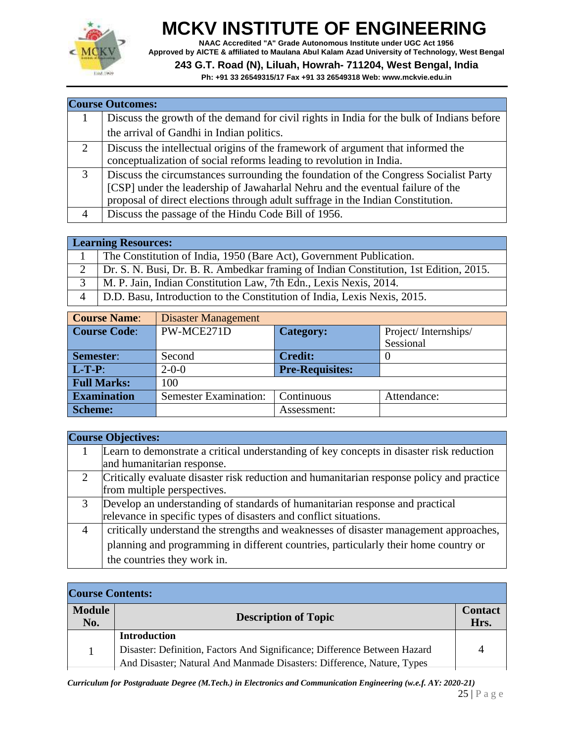| Course Outcomes: | |
|---|---|
| 1 | Discuss the growth of the demand for civil rights in India for the bulk of Indians before the arrival of Gandhi in Indian politics. |
| 2 | Discuss the intellectual origins of the framework of argument that informed the conceptualization of social reforms leading to revolution in India. |
| 3 | Discuss the circumstances surrounding the foundation of the Congress Socialist Party [CSP] under the leadership of Jawaharlal Nehru and the eventual failure of the proposal of direct elections through adult suffrage in the Indian Constitution. |
| 4 | Discuss the passage of the Hindu Code Bill of 1956. |

| Learning Resources: | |
|---|---|
| 1 | The Constitution of India, 1950 (Bare Act), Government Publication. |
| 2 | Dr. S. N. Busi, Dr. B. R. Ambedkar framing of Indian Constitution, 1st Edition, 2015. |
| 3 | M. P. Jain, Indian Constitution Law, 7th Edn., Lexis Nexis, 2014. |
| 4 | D.D. Basu, Introduction to the Constitution of India, Lexis Nexis, 2015. |

| **Course Name**: | Disaster Management | | |
|---|---|---|---|
| **Course Code**: | PW-MCE271D | **Category:** | Project/ Internships/ Sessional |
| **Semester**: | Second | **Credit:** | 0 |
| **L-T-P**: | 2-0-0 | **Pre-Requisites:** | |
| **Full Marks:** | 100 | | |
| **Examination Scheme:** | Semester Examination: | Continuous Assessment: | Attendance: |

| Course Objectives: | |
|---|---|
| 1 | Learn to demonstrate a critical understanding of key concepts in disaster risk reduction and humanitarian response. |
| 2 | Critically evaluate disaster risk reduction and humanitarian response policy and practice from multiple perspectives. |
| 3 | Develop an understanding of standards of humanitarian response and practical relevance in specific types of disasters and conflict situations. |
| 4 | critically understand the strengths and weaknesses of disaster management approaches, planning and programming in different countries, particularly their home country or the countries they work in. |

**Course Contents:**

| Module No. | Description of Topic | Contact Hrs. |
|---|---|---|
| 1 | **Introduction**<br>Disaster: Definition, Factors And Significance; Difference Between Hazard And Disaster; Natural And Manmade Disasters: Difference, Nature, Types | 4 |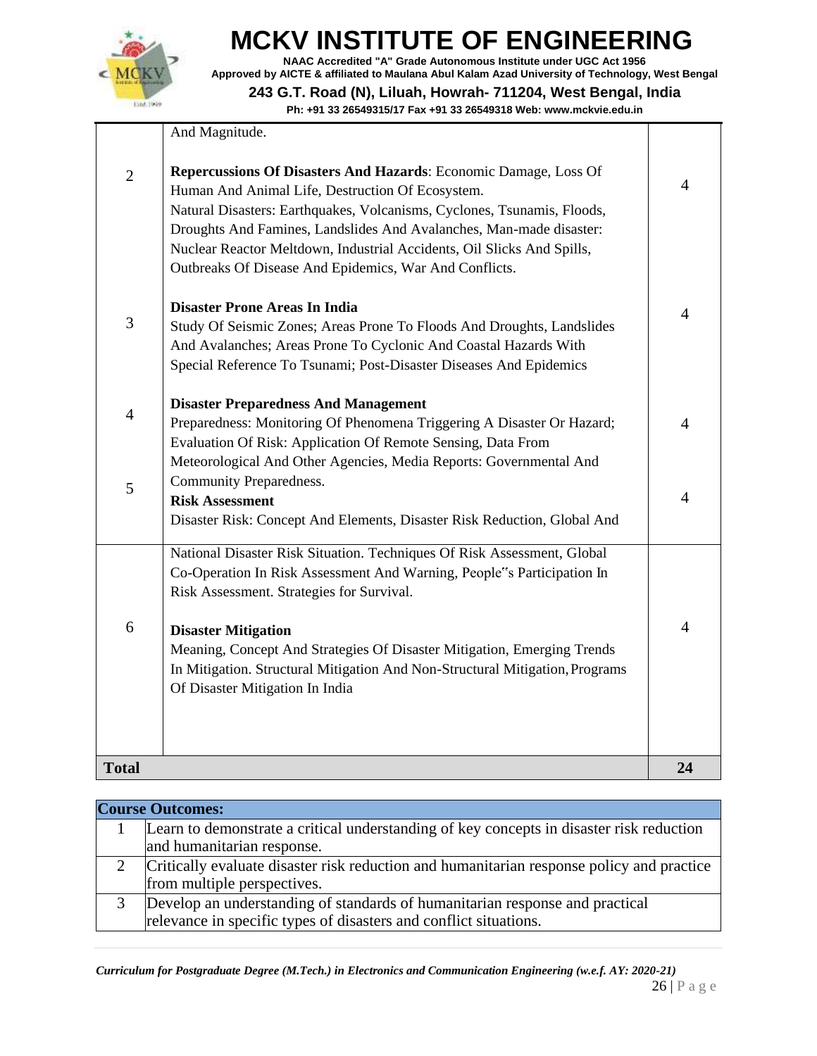| | | |
|---|---|---|
| | And Magnitude. | |
| 2 | **Repercussions Of Disasters And Hazards**: Economic Damage, Loss Of Human And Animal Life, Destruction Of Ecosystem. Natural Disasters: Earthquakes, Volcanisms, Cyclones, Tsunamis, Floods, Droughts And Famines, Landslides And Avalanches, Man-made disaster: Nuclear Reactor Meltdown, Industrial Accidents, Oil Slicks And Spills, Outbreaks Of Disease And Epidemics, War And Conflicts. | 4 |
| 3 | **Disaster Prone Areas In India** Study Of Seismic Zones; Areas Prone To Floods And Droughts, Landslides And Avalanches; Areas Prone To Cyclonic And Coastal Hazards With Special Reference To Tsunami; Post-Disaster Diseases And Epidemics | 4 |
| 4 | **Disaster Preparedness And Management** Preparedness: Monitoring Of Phenomena Triggering A Disaster Or Hazard; Evaluation Of Risk: Application Of Remote Sensing, Data From Meteorological And Other Agencies, Media Reports: Governmental And Community Preparedness. | 4 |
| 5 | **Risk Assessment** Disaster Risk: Concept And Elements, Disaster Risk Reduction, Global And | 4 |
| 6 | National Disaster Risk Situation. Techniques Of Risk Assessment, Global Co-Operation In Risk Assessment And Warning, People"s Participation In Risk Assessment. Strategies for Survival. **Disaster Mitigation** Meaning, Concept And Strategies Of Disaster Mitigation, Emerging Trends In Mitigation. Structural Mitigation And Non-Structural Mitigation, Programs Of Disaster Mitigation In India | 4 |
| **Total** | | **24** |

| **Course Outcomes:** | |
|---|---|
| 1 | Learn to demonstrate a critical understanding of key concepts in disaster risk reduction and humanitarian response. |
| 2 | Critically evaluate disaster risk reduction and humanitarian response policy and practice from multiple perspectives. |
| 3 | Develop an understanding of standards of humanitarian response and practical relevance in specific types of disasters and conflict situations. |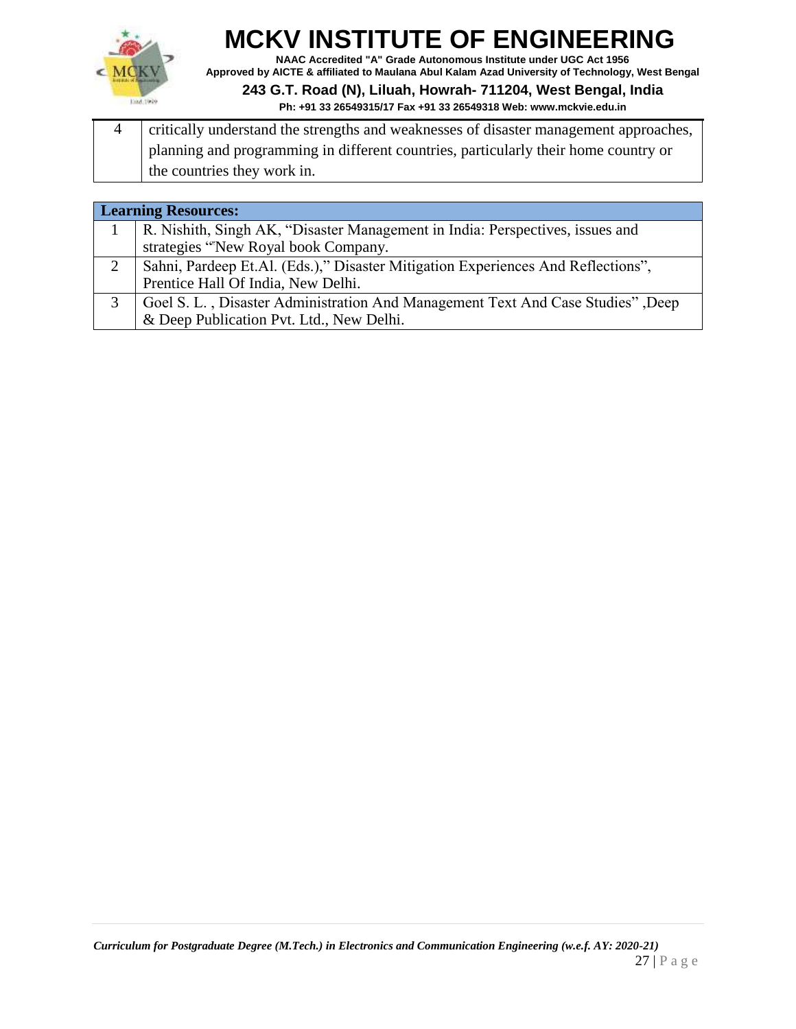| | |
|---|---|
| 4 | critically understand the strengths and weaknesses of disaster management approaches, planning and programming in different countries, particularly their home country or the countries they work in. |

| **Learning Resources:** | |
|---|---|
| 1 | R. Nishith, Singh AK, "Disaster Management in India: Perspectives, issues and strategies ""New Royal book Company. |
| 2 | Sahni, Pardeep Et.Al. (Eds.)," Disaster Mitigation Experiences And Reflections", Prentice Hall Of India, New Delhi. |
| 3 | Goel S. L. , Disaster Administration And Management Text And Case Studies" ,Deep & Deep Publication Pvt. Ltd., New Delhi. |